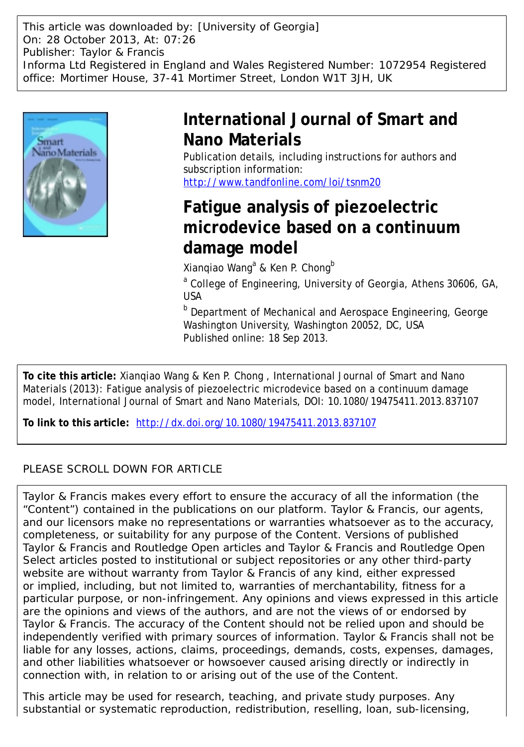This article was downloaded by: [University of Georgia]
On: 28 October 2013, At: 07:26
Publisher: Taylor & Francis
Informa Ltd Registered in England and Wales Registered Number: 1072954 Registered office: Mortimer House, 37-41 Mortimer Street, London W1T 3JH, UK

# International Journal of Smart and Nano Materials

Publication details, including instructions for authors and subscription information:
http://www.tandfonline.com/loi/tsnm20

# Fatigue analysis of piezoelectric microdevice based on a continuum damage model

Xianqiao Wang[a] & Ken P. Chong[b]

[a] College of Engineering, University of Georgia, Athens 30606, GA, USA

[b] Department of Mechanical and Aerospace Engineering, George Washington University, Washington 20052, DC, USA

Published online: 18 Sep 2013.

**To cite this article:** Xianqiao Wang & Ken P. Chong , International Journal of Smart and Nano Materials (2013): Fatigue analysis of piezoelectric microdevice based on a continuum damage model, International Journal of Smart and Nano Materials, DOI: 10.1080/19475411.2013.837107

**To link to this article:** http://dx.doi.org/10.1080/19475411.2013.837107

PLEASE SCROLL DOWN FOR ARTICLE

Taylor & Francis makes every effort to ensure the accuracy of all the information (the "Content") contained in the publications on our platform. Taylor & Francis, our agents, and our licensors make no representations or warranties whatsoever as to the accuracy, completeness, or suitability for any purpose of the Content. Versions of published Taylor & Francis and Routledge Open articles and Taylor & Francis and Routledge Open Select articles posted to institutional or subject repositories or any other third-party website are without warranty from Taylor & Francis of any kind, either expressed or implied, including, but not limited to, warranties of merchantability, fitness for a particular purpose, or non-infringement. Any opinions and views expressed in this article are the opinions and views of the authors, and are not the views of or endorsed by Taylor & Francis. The accuracy of the Content should not be relied upon and should be independently verified with primary sources of information. Taylor & Francis shall not be liable for any losses, actions, claims, proceedings, demands, costs, expenses, damages, and other liabilities whatsoever or howsoever caused arising directly or indirectly in connection with, in relation to or arising out of the use of the Content.

This article may be used for research, teaching, and private study purposes. Any substantial or systematic reproduction, redistribution, reselling, loan, sub-licensing,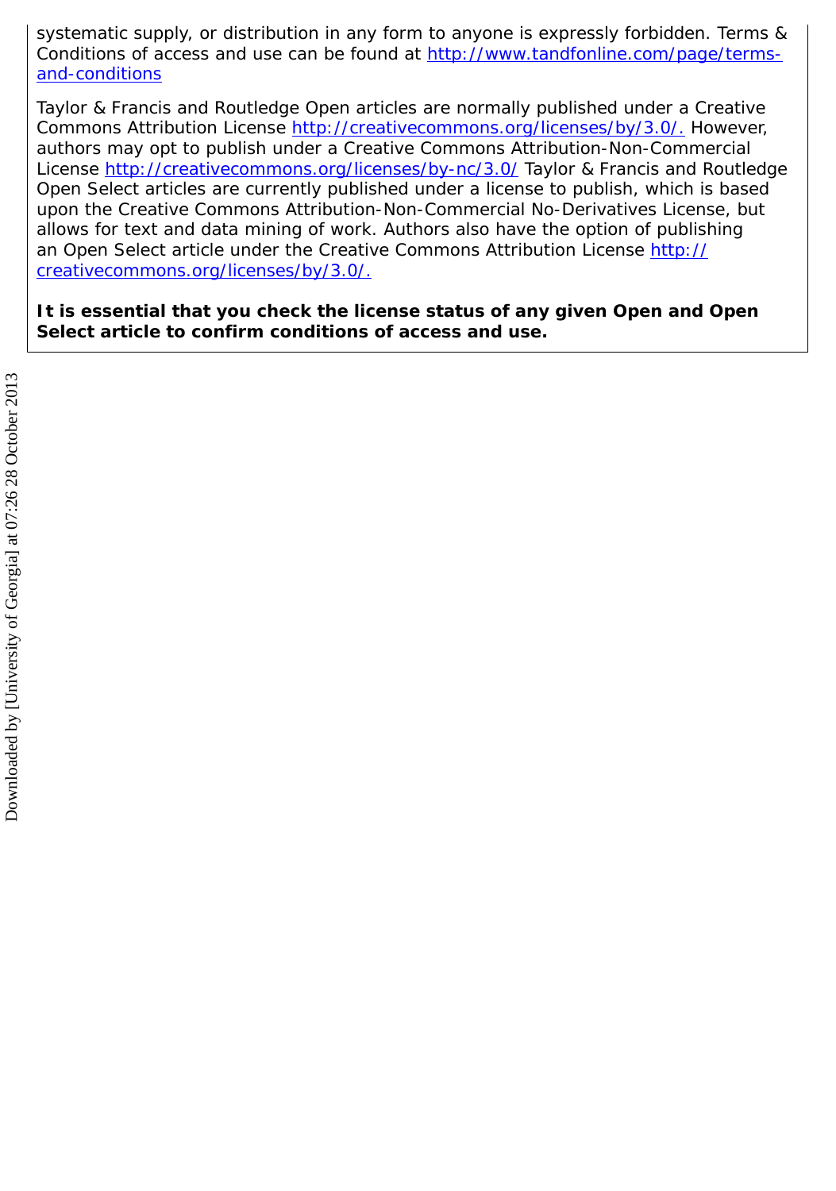systematic supply, or distribution in any form to anyone is expressly forbidden. Terms & Conditions of access and use can be found at http://www.tandfonline.com/page/terms-and-conditions

Taylor & Francis and Routledge Open articles are normally published under a Creative Commons Attribution License http://creativecommons.org/licenses/by/3.0/. However, authors may opt to publish under a Creative Commons Attribution-Non-Commercial License http://creativecommons.org/licenses/by-nc/3.0/ Taylor & Francis and Routledge Open Select articles are currently published under a license to publish, which is based upon the Creative Commons Attribution-Non-Commercial No-Derivatives License, but allows for text and data mining of work. Authors also have the option of publishing an Open Select article under the Creative Commons Attribution License http://creativecommons.org/licenses/by/3.0/.

**It is essential that you check the license status of any given Open and Open Select article to confirm conditions of access and use.**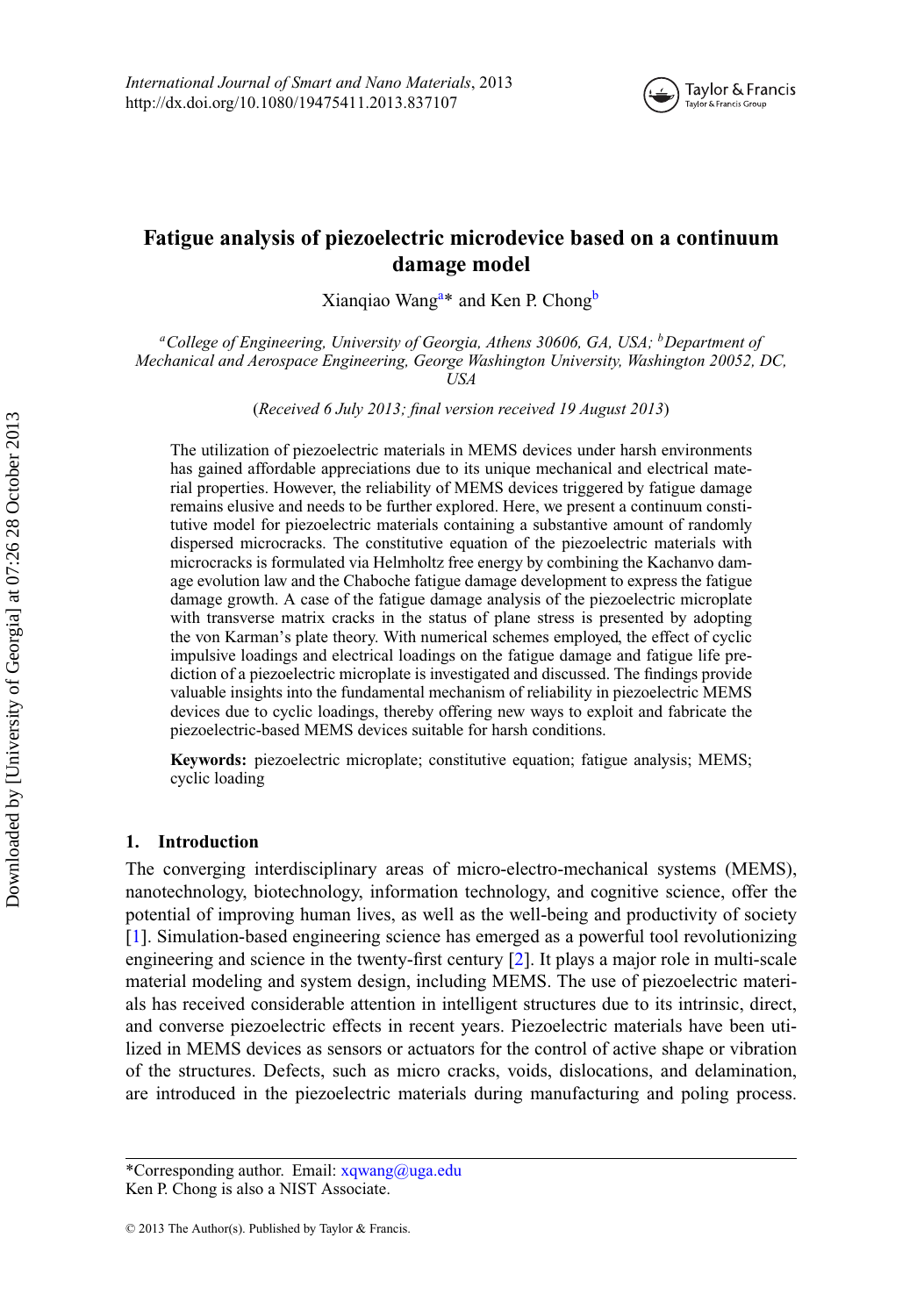# Fatigue analysis of piezoelectric microdevice based on a continuum damage model

Xianqiao Wang[a]* and Ken P. Chong[b]

[a]*College of Engineering, University of Georgia, Athens 30606, GA, USA;* [b]*Department of Mechanical and Aerospace Engineering, George Washington University, Washington 20052, DC, USA*

(*Received 6 July 2013; final version received 19 August 2013*)

The utilization of piezoelectric materials in MEMS devices under harsh environments has gained affordable appreciations due to its unique mechanical and electrical material properties. However, the reliability of MEMS devices triggered by fatigue damage remains elusive and needs to be further explored. Here, we present a continuum constitutive model for piezoelectric materials containing a substantive amount of randomly dispersed microcracks. The constitutive equation of the piezoelectric materials with microcracks is formulated via Helmholtz free energy by combining the Kachanvo damage evolution law and the Chaboche fatigue damage development to express the fatigue damage growth. A case of the fatigue damage analysis of the piezoelectric microplate with transverse matrix cracks in the status of plane stress is presented by adopting the von Karman's plate theory. With numerical schemes employed, the effect of cyclic impulsive loadings and electrical loadings on the fatigue damage and fatigue life prediction of a piezoelectric microplate is investigated and discussed. The findings provide valuable insights into the fundamental mechanism of reliability in piezoelectric MEMS devices due to cyclic loadings, thereby offering new ways to exploit and fabricate the piezoelectric-based MEMS devices suitable for harsh conditions.

**Keywords:** piezoelectric microplate; constitutive equation; fatigue analysis; MEMS; cyclic loading

## 1. Introduction

The converging interdisciplinary areas of micro-electro-mechanical systems (MEMS), nanotechnology, biotechnology, information technology, and cognitive science, offer the potential of improving human lives, as well as the well-being and productivity of society [1]. Simulation-based engineering science has emerged as a powerful tool revolutionizing engineering and science in the twenty-first century [2]. It plays a major role in multi-scale material modeling and system design, including MEMS. The use of piezoelectric materials has received considerable attention in intelligent structures due to its intrinsic, direct, and converse piezoelectric effects in recent years. Piezoelectric materials have been utilized in MEMS devices as sensors or actuators for the control of active shape or vibration of the structures. Defects, such as micro cracks, voids, dislocations, and delamination, are introduced in the piezoelectric materials during manufacturing and poling process.

*Corresponding author. Email: xqwang@uga.edu
Ken P. Chong is also a NIST Associate.

© 2013 The Author(s). Published by Taylor & Francis.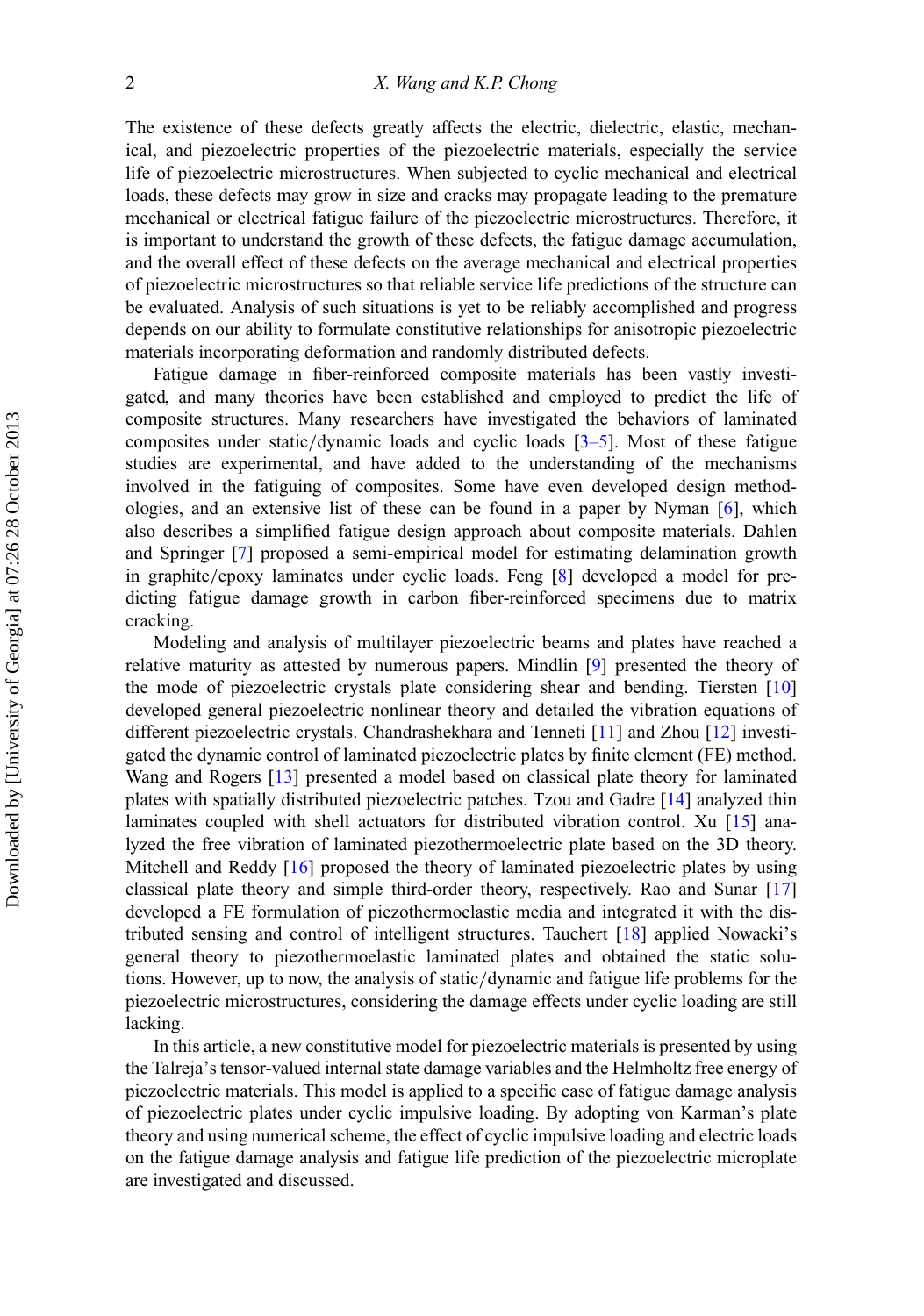The existence of these defects greatly affects the electric, dielectric, elastic, mechanical, and piezoelectric properties of the piezoelectric materials, especially the service life of piezoelectric microstructures. When subjected to cyclic mechanical and electrical loads, these defects may grow in size and cracks may propagate leading to the premature mechanical or electrical fatigue failure of the piezoelectric microstructures. Therefore, it is important to understand the growth of these defects, the fatigue damage accumulation, and the overall effect of these defects on the average mechanical and electrical properties of piezoelectric microstructures so that reliable service life predictions of the structure can be evaluated. Analysis of such situations is yet to be reliably accomplished and progress depends on our ability to formulate constitutive relationships for anisotropic piezoelectric materials incorporating deformation and randomly distributed defects.

Fatigue damage in fiber-reinforced composite materials has been vastly investigated, and many theories have been established and employed to predict the life of composite structures. Many researchers have investigated the behaviors of laminated composites under static/dynamic loads and cyclic loads [3–5]. Most of these fatigue studies are experimental, and have added to the understanding of the mechanisms involved in the fatiguing of composites. Some have even developed design methodologies, and an extensive list of these can be found in a paper by Nyman [6], which also describes a simplified fatigue design approach about composite materials. Dahlen and Springer [7] proposed a semi-empirical model for estimating delamination growth in graphite/epoxy laminates under cyclic loads. Feng [8] developed a model for predicting fatigue damage growth in carbon fiber-reinforced specimens due to matrix cracking.

Modeling and analysis of multilayer piezoelectric beams and plates have reached a relative maturity as attested by numerous papers. Mindlin [9] presented the theory of the mode of piezoelectric crystals plate considering shear and bending. Tiersten [10] developed general piezoelectric nonlinear theory and detailed the vibration equations of different piezoelectric crystals. Chandrashekhara and Tenneti [11] and Zhou [12] investigated the dynamic control of laminated piezoelectric plates by finite element (FE) method. Wang and Rogers [13] presented a model based on classical plate theory for laminated plates with spatially distributed piezoelectric patches. Tzou and Gadre [14] analyzed thin laminates coupled with shell actuators for distributed vibration control. Xu [15] analyzed the free vibration of laminated piezothermoelectric plate based on the 3D theory. Mitchell and Reddy [16] proposed the theory of laminated piezoelectric plates by using classical plate theory and simple third-order theory, respectively. Rao and Sunar [17] developed a FE formulation of piezothermoelastic media and integrated it with the distributed sensing and control of intelligent structures. Tauchert [18] applied Nowacki's general theory to piezothermoelastic laminated plates and obtained the static solutions. However, up to now, the analysis of static/dynamic and fatigue life problems for the piezoelectric microstructures, considering the damage effects under cyclic loading are still lacking.

In this article, a new constitutive model for piezoelectric materials is presented by using the Talreja's tensor-valued internal state damage variables and the Helmholtz free energy of piezoelectric materials. This model is applied to a specific case of fatigue damage analysis of piezoelectric plates under cyclic impulsive loading. By adopting von Karman's plate theory and using numerical scheme, the effect of cyclic impulsive loading and electric loads on the fatigue damage analysis and fatigue life prediction of the piezoelectric microplate are investigated and discussed.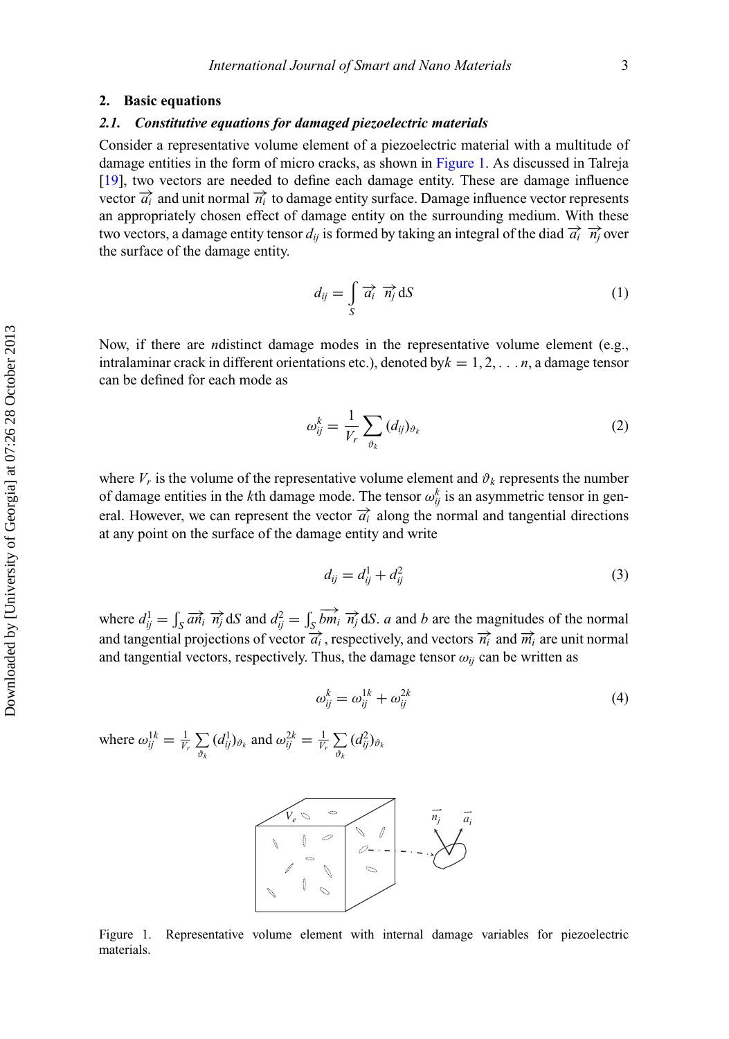## 2. Basic equations

### 2.1. Constitutive equations for damaged piezoelectric materials

Consider a representative volume element of a piezoelectric material with a multitude of damage entities in the form of micro cracks, as shown in Figure 1. As discussed in Talreja [19], two vectors are needed to define each damage entity. These are damage influence vector $\overrightarrow{a_i}$ and unit normal $\overrightarrow{n_i}$ to damage entity surface. Damage influence vector represents an appropriately chosen effect of damage entity on the surrounding medium. With these two vectors, a damage entity tensor $d_{ij}$ is formed by taking an integral of the diad $\overrightarrow{a_i}\ \overrightarrow{n_j}$ over the surface of the damage entity.

$$d_{ij} = \int_S \overrightarrow{a_i}\ \overrightarrow{n_j}\,\mathrm{d}S \tag{1}$$

Now, if there are $n$distinct damage modes in the representative volume element (e.g., intralaminar crack in different orientations etc.), denoted by$k = 1, 2, \ldots n$, a damage tensor can be defined for each mode as

$$\omega_{ij}^{k} = \frac{1}{V_r} \sum_{\vartheta_k} (d_{ij})_{\vartheta_k} \tag{2}$$

where $V_r$ is the volume of the representative volume element and $\vartheta_k$ represents the number of damage entities in the $k$th damage mode. The tensor $\omega_{ij}^{k}$ is an asymmetric tensor in general. However, we can represent the vector $\overrightarrow{a_i}$ along the normal and tangential directions at any point on the surface of the damage entity and write

$$d_{ij} = d_{ij}^{1} + d_{ij}^{2} \tag{3}$$

where $d_{ij}^{1} = \int_S \overrightarrow{an_i}\ \overrightarrow{n_j}\,\mathrm{d}S$ and $d_{ij}^{2} = \int_S \overrightarrow{bm_i}\ \overrightarrow{n_j}\,\mathrm{d}S$. $a$ and $b$ are the magnitudes of the normal and tangential projections of vector $\overrightarrow{a_i}$, respectively, and vectors $\overrightarrow{n_i}$ and $\overrightarrow{m_i}$ are unit normal and tangential vectors, respectively. Thus, the damage tensor $\omega_{ij}$ can be written as

$$\omega_{ij}^{k} = \omega_{ij}^{1k} + \omega_{ij}^{2k} \tag{4}$$

where $\omega_{ij}^{1k} = \frac{1}{V_r} \sum_{\vartheta_k} (d_{ij}^{1})_{\vartheta_k}$ and $\omega_{ij}^{2k} = \frac{1}{V_r} \sum_{\vartheta_k} (d_{ij}^{2})_{\vartheta_k}$

Figure 1. Representative volume element with internal damage variables for piezoelectric materials.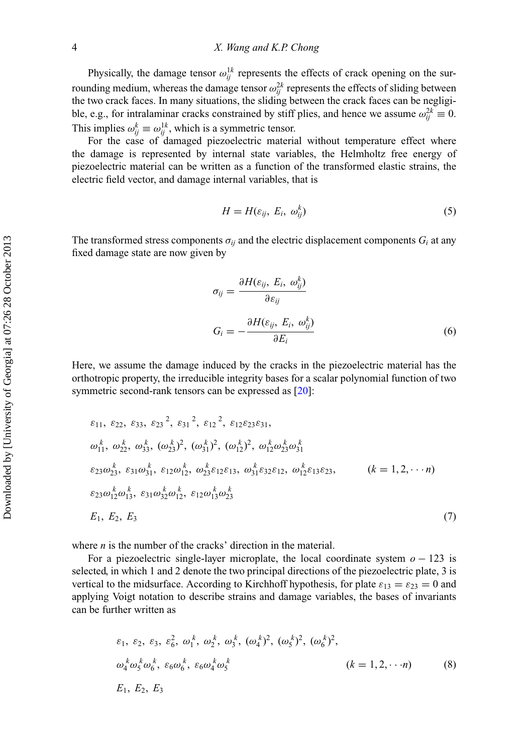Physically, the damage tensor $\omega_{ij}^{1k}$ represents the effects of crack opening on the surrounding medium, whereas the damage tensor $\omega_{ij}^{2k}$ represents the effects of sliding between the two crack faces. In many situations, the sliding between the crack faces can be negligible, e.g., for intralaminar cracks constrained by stiff plies, and hence we assume $\omega_{ij}^{2k} \equiv 0$. This implies $\omega_{ij}^{k} \equiv \omega_{ij}^{1k}$, which is a symmetric tensor.

For the case of damaged piezoelectric material without temperature effect where the damage is represented by internal state variables, the Helmholtz free energy of piezoelectric material can be written as a function of the transformed elastic strains, the electric field vector, and damage internal variables, that is

$$H = H(\varepsilon_{ij},\ E_i,\ \omega_{ij}^{k}) \tag{5}$$

The transformed stress components $\sigma_{ij}$ and the electric displacement components $G_i$ at any fixed damage state are now given by

$$\sigma_{ij} = \frac{\partial H(\varepsilon_{ij},\ E_i,\ \omega_{ij}^{k})}{\partial \varepsilon_{ij}}$$

$$G_i = -\frac{\partial H(\varepsilon_{ij},\ E_i,\ \omega_{ij}^{k})}{\partial E_i} \tag{6}$$

Here, we assume the damage induced by the cracks in the piezoelectric material has the orthotropic property, the irreducible integrity bases for a scalar polynomial function of two symmetric second-rank tensors can be expressed as [20]:

$$\begin{aligned}
&\varepsilon_{11},\ \varepsilon_{22},\ \varepsilon_{33},\ {\varepsilon_{23}}^2,\ {\varepsilon_{31}}^2,\ {\varepsilon_{12}}^2,\ \varepsilon_{12}\varepsilon_{23}\varepsilon_{31},\\
&\omega_{11}^{k},\ \omega_{22}^{k},\ \omega_{33}^{k},\ (\omega_{23}^{k})^2,\ (\omega_{31}^{k})^2,\ (\omega_{12}^{k})^2,\ \omega_{12}^{k}\omega_{23}^{k}\omega_{31}^{k}\\
&\varepsilon_{23}\omega_{23}^{k},\ \varepsilon_{31}\omega_{31}^{k},\ \varepsilon_{12}\omega_{12}^{k},\ \omega_{23}^{k}\varepsilon_{12}\varepsilon_{13},\ \omega_{31}^{k}\varepsilon_{32}\varepsilon_{12},\ \omega_{12}^{k}\varepsilon_{13}\varepsilon_{23}, \qquad (k = 1, 2, \cdots n)\\
&\varepsilon_{23}\omega_{12}^{k}\omega_{13}^{k},\ \varepsilon_{31}\omega_{32}^{k}\omega_{12}^{k},\ \varepsilon_{12}\omega_{13}^{k}\omega_{23}^{k}\\
&E_1,\ E_2,\ E_3
\end{aligned} \tag{7}$$

where $n$ is the number of the cracks' direction in the material.

For a piezoelectric single-layer microplate, the local coordinate system $o-123$ is selected, in which 1 and 2 denote the two principal directions of the piezoelectric plate, 3 is vertical to the midsurface. According to Kirchhoff hypothesis, for plate $\varepsilon_{13} = \varepsilon_{23} = 0$ and applying Voigt notation to describe strains and damage variables, the bases of invariants can be further written as

$$\begin{aligned}
&\varepsilon_1,\ \varepsilon_2,\ \varepsilon_3,\ \varepsilon_6^2,\ \omega_1^{k},\ \omega_2^{k},\ \omega_3^{k},\ (\omega_4^{k})^2,\ (\omega_5^{k})^2,\ (\omega_6^{k})^2,\\
&\omega_4^{k}\omega_5^{k}\omega_6^{k},\ \varepsilon_6\omega_6^{k},\ \varepsilon_6\omega_4^{k}\omega_5^{k} \qquad (k = 1, 2, \cdots n)\\
&E_1,\ E_2,\ E_3
\end{aligned} \tag{8}$$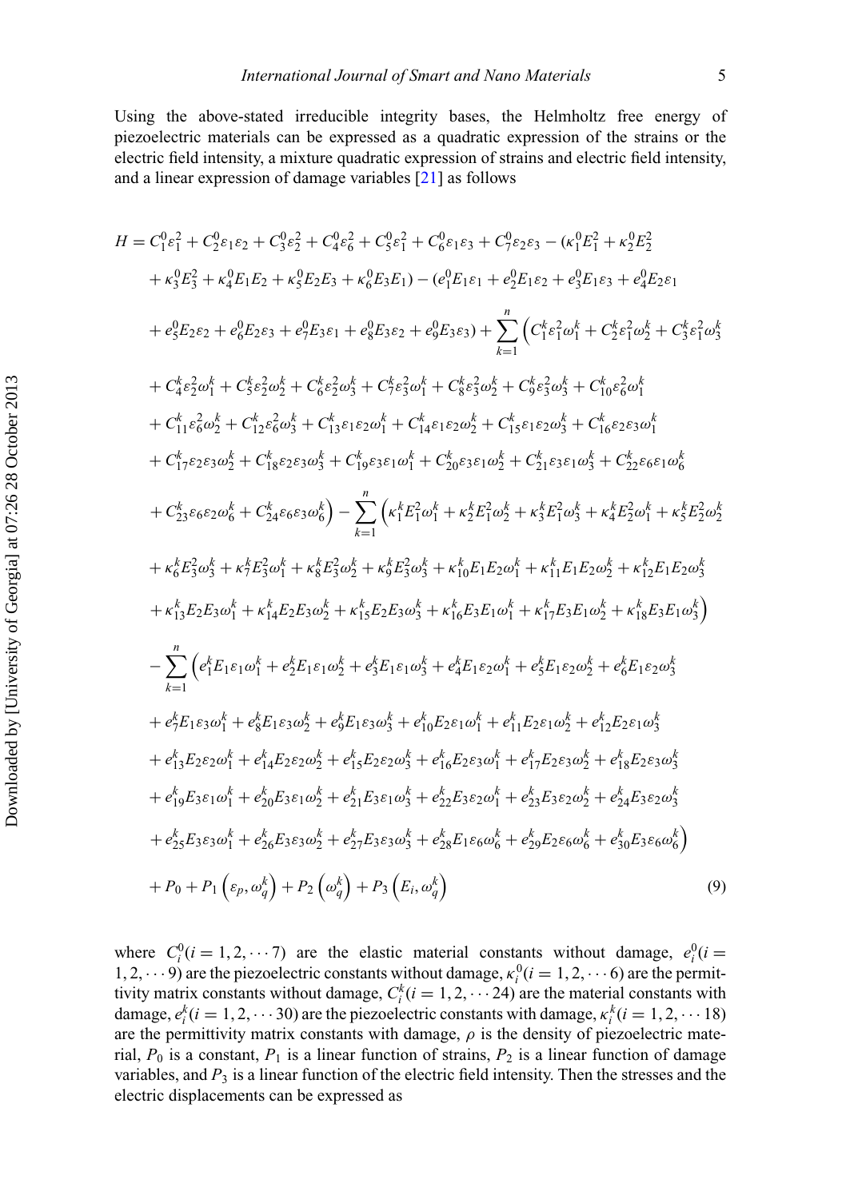Using the above-stated irreducible integrity bases, the Helmholtz free energy of piezoelectric materials can be expressed as a quadratic expression of the strains or the electric field intensity, a mixture quadratic expression of strains and electric field intensity, and a linear expression of damage variables [21] as follows

$$
\begin{aligned}
H = {} & C_1^0\varepsilon_1^2 + C_2^0\varepsilon_1\varepsilon_2 + C_3^0\varepsilon_2^2 + C_4^0\varepsilon_6^2 + C_5^0\varepsilon_1^2 + C_6^0\varepsilon_1\varepsilon_3 + C_7^0\varepsilon_2\varepsilon_3 - (\kappa_1^0E_1^2 + \kappa_2^0E_2^2 \\
& + \kappa_3^0E_3^2 + \kappa_4^0E_1E_2 + \kappa_5^0E_2E_3 + \kappa_6^0E_3E_1) - (e_1^0E_1\varepsilon_1 + e_2^0E_1\varepsilon_2 + e_3^0E_1\varepsilon_3 + e_4^0E_2\varepsilon_1 \\
& + e_5^0E_2\varepsilon_2 + e_6^0E_2\varepsilon_3 + e_7^0E_3\varepsilon_1 + e_8^0E_3\varepsilon_2 + e_9^0E_3\varepsilon_3) + \sum_{k=1}^{n}\Big(C_1^k\varepsilon_1^2\omega_1^k + C_2^k\varepsilon_1^2\omega_2^k + C_3^k\varepsilon_1^2\omega_3^k \\
& + C_4^k\varepsilon_2^2\omega_1^k + C_5^k\varepsilon_2^2\omega_2^k + C_6^k\varepsilon_2^2\omega_3^k + C_7^k\varepsilon_3^2\omega_1^k + C_8^k\varepsilon_3^2\omega_2^k + C_9^k\varepsilon_3^2\omega_3^k + C_{10}^k\varepsilon_6^2\omega_1^k \\
& + C_{11}^k\varepsilon_6^2\omega_2^k + C_{12}^k\varepsilon_6^2\omega_3^k + C_{13}^k\varepsilon_1\varepsilon_2\omega_1^k + C_{14}^k\varepsilon_1\varepsilon_2\omega_2^k + C_{15}^k\varepsilon_1\varepsilon_2\omega_3^k + C_{16}^k\varepsilon_2\varepsilon_3\omega_1^k \\
& + C_{17}^k\varepsilon_2\varepsilon_3\omega_2^k + C_{18}^k\varepsilon_2\varepsilon_3\omega_3^k + C_{19}^k\varepsilon_3\varepsilon_1\omega_1^k + C_{20}^k\varepsilon_3\varepsilon_1\omega_2^k + C_{21}^k\varepsilon_3\varepsilon_1\omega_3^k + C_{22}^k\varepsilon_6\varepsilon_1\omega_6^k \\
& + C_{23}^k\varepsilon_6\varepsilon_2\omega_6^k + C_{24}^k\varepsilon_6\varepsilon_3\omega_6^k\Big) - \sum_{k=1}^{n}\Big(\kappa_1^kE_1^2\omega_1^k + \kappa_2^kE_1^2\omega_2^k + \kappa_3^kE_1^2\omega_3^k + \kappa_4^kE_2^2\omega_1^k + \kappa_5^kE_2^2\omega_2^k \\
& + \kappa_6^kE_3^2\omega_3^k + \kappa_7^kE_3^2\omega_1^k + \kappa_8^kE_3^2\omega_2^k + \kappa_9^kE_3^2\omega_3^k + \kappa_{10}^kE_1E_2\omega_1^k + \kappa_{11}^kE_1E_2\omega_2^k + \kappa_{12}^kE_1E_2\omega_3^k \\
& + \kappa_{13}^kE_2E_3\omega_1^k + \kappa_{14}^kE_2E_3\omega_2^k + \kappa_{15}^kE_2E_3\omega_3^k + \kappa_{16}^kE_3E_1\omega_1^k + \kappa_{17}^kE_3E_1\omega_2^k + \kappa_{18}^kE_3E_1\omega_3^k\Big) \\
& - \sum_{k=1}^{n}\Big(e_1^kE_1\varepsilon_1\omega_1^k + e_2^kE_1\varepsilon_1\omega_2^k + e_3^kE_1\varepsilon_1\omega_3^k + e_4^kE_1\varepsilon_2\omega_1^k + e_5^kE_1\varepsilon_2\omega_2^k + e_6^kE_1\varepsilon_2\omega_3^k \\
& + e_7^kE_1\varepsilon_3\omega_1^k + e_8^kE_1\varepsilon_3\omega_2^k + e_9^kE_1\varepsilon_3\omega_3^k + e_{10}^kE_2\varepsilon_1\omega_1^k + e_{11}^kE_2\varepsilon_1\omega_2^k + e_{12}^kE_2\varepsilon_1\omega_3^k \\
& + e_{13}^kE_2\varepsilon_2\omega_1^k + e_{14}^kE_2\varepsilon_2\omega_2^k + e_{15}^kE_2\varepsilon_2\omega_3^k + e_{16}^kE_2\varepsilon_3\omega_1^k + e_{17}^kE_2\varepsilon_3\omega_2^k + e_{18}^kE_2\varepsilon_3\omega_3^k \\
& + e_{19}^kE_3\varepsilon_1\omega_1^k + e_{20}^kE_3\varepsilon_1\omega_2^k + e_{21}^kE_3\varepsilon_1\omega_3^k + e_{22}^kE_3\varepsilon_2\omega_1^k + e_{23}^kE_3\varepsilon_2\omega_2^k + e_{24}^kE_3\varepsilon_2\omega_3^k \\
& + e_{25}^kE_3\varepsilon_3\omega_1^k + e_{26}^kE_3\varepsilon_3\omega_2^k + e_{27}^kE_3\varepsilon_3\omega_3^k + e_{28}^kE_1\varepsilon_6\omega_6^k + e_{29}^kE_2\varepsilon_6\omega_6^k + e_{30}^kE_3\varepsilon_6\omega_6^k\Big) \\
& + P_0 + P_1\left(\varepsilon_p, \omega_q^k\right) + P_2\left(\omega_q^k\right) + P_3\left(E_i, \omega_q^k\right)
\end{aligned}
\tag{9}
$$

where $C_i^0(i = 1, 2, \cdots 7)$ are the elastic material constants without damage, $e_i^0(i = 1, 2, \cdots 9)$ are the piezoelectric constants without damage, $\kappa_i^0(i = 1, 2, \cdots 6)$ are the permittivity matrix constants without damage, $C_i^k(i = 1, 2, \cdots 24)$ are the material constants with damage, $e_i^k(i = 1, 2, \cdots 30)$ are the piezoelectric constants with damage, $\kappa_i^k(i = 1, 2, \cdots 18)$ are the permittivity matrix constants with damage, $\rho$ is the density of piezoelectric material, $P_0$ is a constant, $P_1$ is a linear function of strains, $P_2$ is a linear function of damage variables, and $P_3$ is a linear function of the electric field intensity. Then the stresses and the electric displacements can be expressed as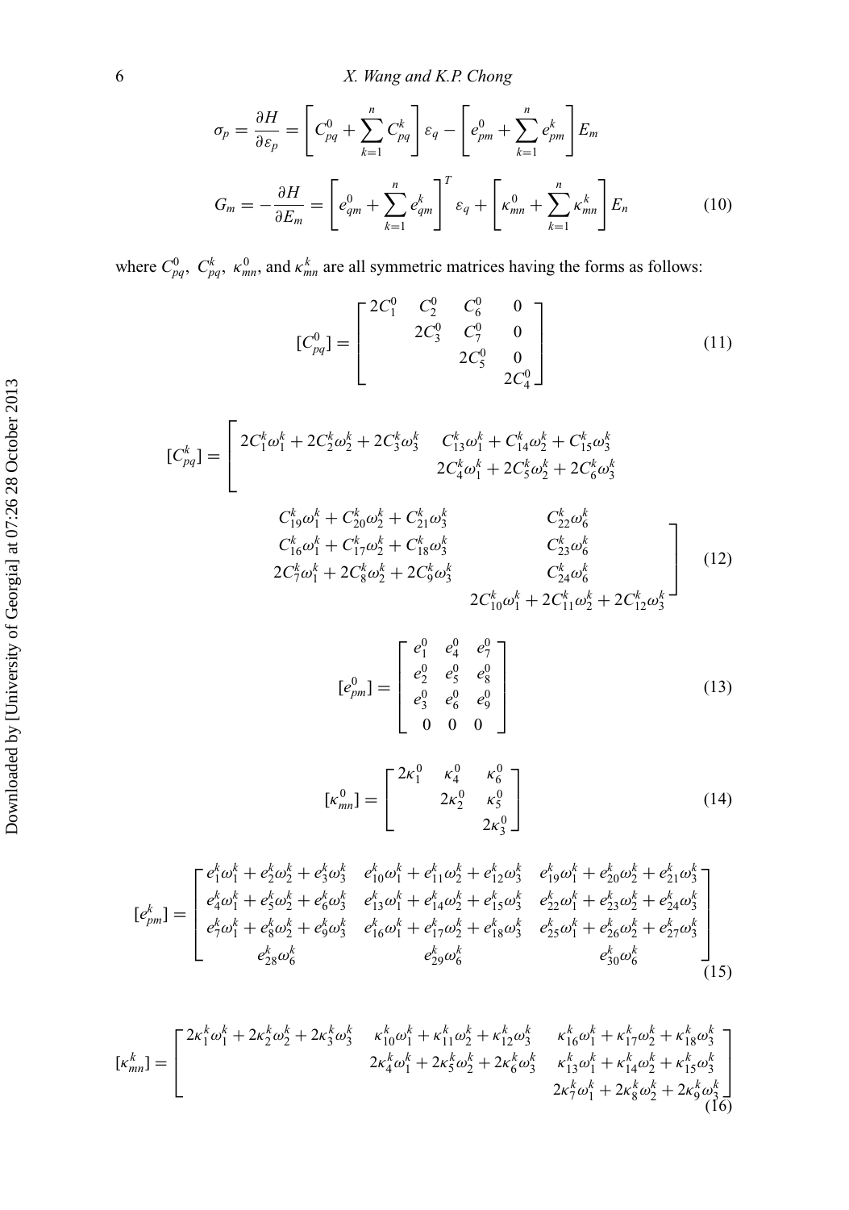$$
\sigma_p = \frac{\partial H}{\partial \varepsilon_p} = \left[ C_{pq}^0 + \sum_{k=1}^{n} C_{pq}^k \right] \varepsilon_q - \left[ e_{pm}^0 + \sum_{k=1}^{n} e_{pm}^k \right] E_m
$$

$$
G_m = -\frac{\partial H}{\partial E_m} = \left[ e_{qm}^0 + \sum_{k=1}^{n} e_{qm}^k \right]^T \varepsilon_q + \left[ \kappa_{mn}^0 + \sum_{k=1}^{n} \kappa_{mn}^k \right] E_n \tag{10}
$$

where $C_{pq}^0,\ C_{pq}^k,\ \kappa_{mn}^0$, and $\kappa_{mn}^k$ are all symmetric matrices having the forms as follows:

$$
[C_{pq}^0] = \begin{bmatrix} 2C_1^0 & C_2^0 & C_6^0 & 0 \\ & 2C_3^0 & C_7^0 & 0 \\ & & 2C_5^0 & 0 \\ & & & 2C_4^0 \end{bmatrix} \tag{11}
$$

$$
[C_{pq}^k] = \begin{bmatrix} 2C_1^k\omega_1^k + 2C_2^k\omega_2^k + 2C_3^k\omega_3^k & C_{13}^k\omega_1^k + C_{14}^k\omega_2^k + C_{15}^k\omega_3^k & C_{19}^k\omega_1^k + C_{20}^k\omega_2^k + C_{21}^k\omega_3^k & C_{22}^k\omega_6^k \\ & 2C_4^k\omega_1^k + 2C_5^k\omega_2^k + 2C_6^k\omega_3^k & C_{16}^k\omega_1^k + C_{17}^k\omega_2^k + C_{18}^k\omega_3^k & C_{23}^k\omega_6^k \\ & & 2C_7^k\omega_1^k + 2C_8^k\omega_2^k + 2C_9^k\omega_3^k & C_{24}^k\omega_6^k \\ & & & 2C_{10}^k\omega_1^k + 2C_{11}^k\omega_2^k + 2C_{12}^k\omega_3^k \end{bmatrix} \tag{12}
$$

$$
[e_{pm}^0] = \begin{bmatrix} e_1^0 & e_4^0 & e_7^0 \\ e_2^0 & e_5^0 & e_8^0 \\ e_3^0 & e_6^0 & e_9^0 \\ 0 & 0 & 0 \end{bmatrix} \tag{13}
$$

$$
[\kappa_{mn}^0] = \begin{bmatrix} 2\kappa_1^0 & \kappa_4^0 & \kappa_6^0 \\ & 2\kappa_2^0 & \kappa_5^0 \\ & & 2\kappa_3^0 \end{bmatrix} \tag{14}
$$

$$
[e_{pm}^k] = \begin{bmatrix} e_1^k\omega_1^k + e_2^k\omega_2^k + e_3^k\omega_3^k & e_{10}^k\omega_1^k + e_{11}^k\omega_2^k + e_{12}^k\omega_3^k & e_{19}^k\omega_1^k + e_{20}^k\omega_2^k + e_{21}^k\omega_3^k \\ e_4^k\omega_1^k + e_5^k\omega_2^k + e_6^k\omega_3^k & e_{13}^k\omega_1^k + e_{14}^k\omega_2^k + e_{15}^k\omega_3^k & e_{22}^k\omega_1^k + e_{23}^k\omega_2^k + e_{24}^k\omega_3^k \\ e_7^k\omega_1^k + e_8^k\omega_2^k + e_9^k\omega_3^k & e_{16}^k\omega_1^k + e_{17}^k\omega_2^k + e_{18}^k\omega_3^k & e_{25}^k\omega_1^k + e_{26}^k\omega_2^k + e_{27}^k\omega_3^k \\ e_{28}^k\omega_6^k & e_{29}^k\omega_6^k & e_{30}^k\omega_6^k \end{bmatrix} \tag{15}
$$

$$
[\kappa_{mn}^k] = \begin{bmatrix} 2\kappa_1^k\omega_1^k + 2\kappa_2^k\omega_2^k + 2\kappa_3^k\omega_3^k & \kappa_{10}^k\omega_1^k + \kappa_{11}^k\omega_2^k + \kappa_{12}^k\omega_3^k & \kappa_{16}^k\omega_1^k + \kappa_{17}^k\omega_2^k + \kappa_{18}^k\omega_3^k \\ & 2\kappa_4^k\omega_1^k + 2\kappa_5^k\omega_2^k + 2\kappa_6^k\omega_3^k & \kappa_{13}^k\omega_1^k + \kappa_{14}^k\omega_2^k + \kappa_{15}^k\omega_3^k \\ & & 2\kappa_7^k\omega_1^k + 2\kappa_8^k\omega_2^k + 2\kappa_9^k\omega_3^k \end{bmatrix} \tag{16}
$$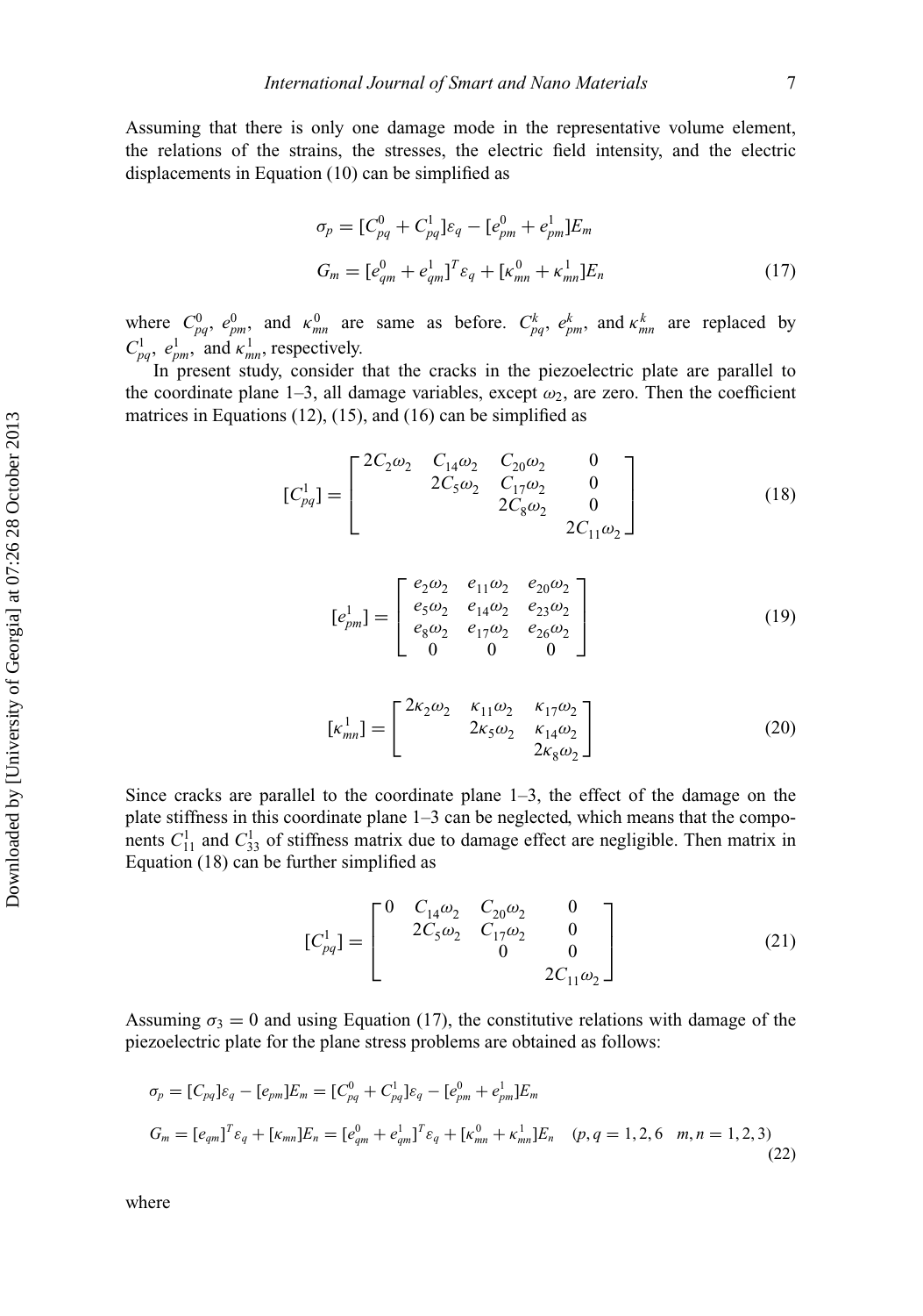Assuming that there is only one damage mode in the representative volume element, the relations of the strains, the stresses, the electric field intensity, and the electric displacements in Equation (10) can be simplified as

$$
\begin{aligned}
\sigma_p &= [C_{pq}^0 + C_{pq}^1]\varepsilon_q - [e_{pm}^0 + e_{pm}^1]E_m \\
G_m &= [e_{qm}^0 + e_{qm}^1]^T \varepsilon_q + [\kappa_{mn}^0 + \kappa_{mn}^1]E_n
\end{aligned}
\tag{17}
$$

where $C_{pq}^0$, $e_{pm}^0$, and $\kappa_{mn}^0$ are same as before. $C_{pq}^k$, $e_{pm}^k$, and $\kappa_{mn}^k$ are replaced by $C_{pq}^1$, $e_{pm}^1$, and $\kappa_{mn}^1$, respectively.

In present study, consider that the cracks in the piezoelectric plate are parallel to the coordinate plane 1–3, all damage variables, except $\omega_2$, are zero. Then the coefficient matrices in Equations (12), (15), and (16) can be simplified as

$$
[C_{pq}^1] = \begin{bmatrix} 2C_2\omega_2 & C_{14}\omega_2 & C_{20}\omega_2 & 0 \\ & 2C_5\omega_2 & C_{17}\omega_2 & 0 \\ & & 2C_8\omega_2 & 0 \\ & & & 2C_{11}\omega_2 \end{bmatrix}
\tag{18}
$$

$$
[e_{pm}^1] = \begin{bmatrix} e_2\omega_2 & e_{11}\omega_2 & e_{20}\omega_2 \\ e_5\omega_2 & e_{14}\omega_2 & e_{23}\omega_2 \\ e_8\omega_2 & e_{17}\omega_2 & e_{26}\omega_2 \\ 0 & 0 & 0 \end{bmatrix}
\tag{19}
$$

$$
[\kappa_{mn}^1] = \begin{bmatrix} 2\kappa_2\omega_2 & \kappa_{11}\omega_2 & \kappa_{17}\omega_2 \\ & 2\kappa_5\omega_2 & \kappa_{14}\omega_2 \\ & & 2\kappa_8\omega_2 \end{bmatrix}
\tag{20}
$$

Since cracks are parallel to the coordinate plane 1–3, the effect of the damage on the plate stiffness in this coordinate plane 1–3 can be neglected, which means that the components $C_{11}^1$ and $C_{33}^1$ of stiffness matrix due to damage effect are negligible. Then matrix in Equation (18) can be further simplified as

$$
[C_{pq}^1] = \begin{bmatrix} 0 & C_{14}\omega_2 & C_{20}\omega_2 & 0 \\ & 2C_5\omega_2 & C_{17}\omega_2 & 0 \\ & & 0 & 0 \\ & & & 2C_{11}\omega_2 \end{bmatrix}
\tag{21}
$$

Assuming $\sigma_3 = 0$ and using Equation (17), the constitutive relations with damage of the piezoelectric plate for the plane stress problems are obtained as follows:

$$
\begin{aligned}
\sigma_p &= [C_{pq}]\varepsilon_q - [e_{pm}]E_m = [C_{pq}^0 + C_{pq}^1]\varepsilon_q - [e_{pm}^0 + e_{pm}^1]E_m \\
G_m &= [e_{qm}]^T \varepsilon_q + [\kappa_{mn}]E_n = [e_{qm}^0 + e_{qm}^1]^T \varepsilon_q + [\kappa_{mn}^0 + \kappa_{mn}^1]E_n \quad (p, q = 1, 2, 6 \quad m, n = 1, 2, 3)
\end{aligned}
\tag{22}
$$

where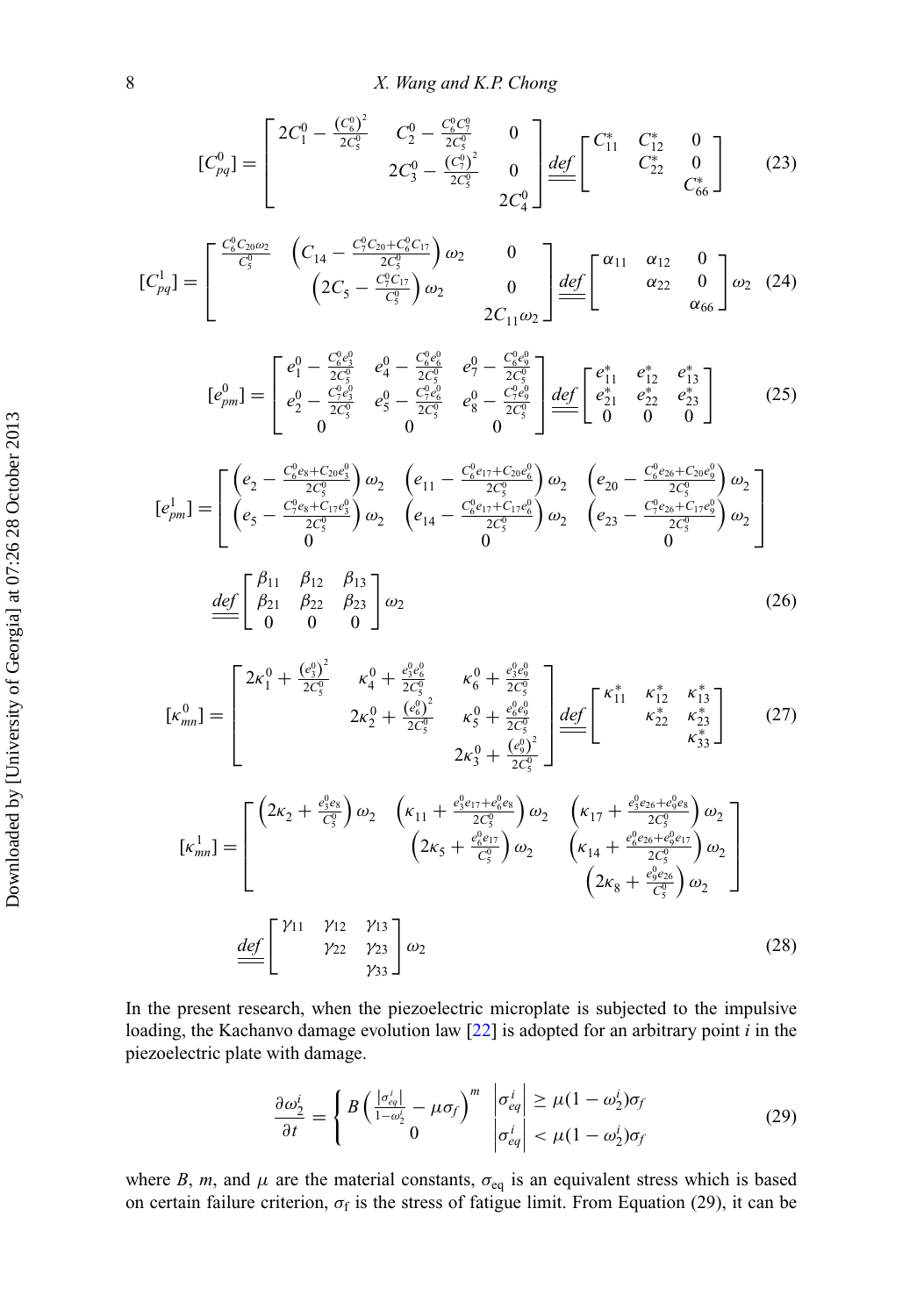$$
[C_{pq}^0] = \begin{bmatrix} 2C_1^0 - \frac{(C_6^0)^2}{2C_5^0} & C_2^0 - \frac{C_6^0 C_7^0}{2C_5^0} & 0 \\ & 2C_3^0 - \frac{(C_7^0)^2}{2C_5^0} & 0 \\ & & 2C_4^0 \end{bmatrix} \underline{\underline{def}} \begin{bmatrix} C_{11}^* & C_{12}^* & 0 \\ & C_{22}^* & 0 \\ & & C_{66}^* \end{bmatrix} \tag{23}
$$

$$
[C_{pq}^1] = \begin{bmatrix} \frac{C_6^0 C_{20} \omega_2}{C_5^0} & \left( C_{14} - \frac{C_7^0 C_{20} + C_6^0 C_{17}}{2C_5^0} \right) \omega_2 & 0 \\ & \left( 2C_5 - \frac{C_7^0 C_{17}}{C_5^0} \right) \omega_2 & 0 \\ & & 2C_{11} \omega_2 \end{bmatrix} \underline{\underline{def}} \begin{bmatrix} \alpha_{11} & \alpha_{12} & 0 \\ & \alpha_{22} & 0 \\ & & \alpha_{66} \end{bmatrix} \omega_2 \tag{24}
$$

$$
[e_{pm}^0] = \begin{bmatrix} e_1^0 - \frac{C_6^0 e_3^0}{2C_5^0} & e_4^0 - \frac{C_6^0 e_6^0}{2C_5^0} & e_7^0 - \frac{C_6^0 e_9^0}{2C_5^0} \\ e_2^0 - \frac{C_7^0 e_3^0}{2C_5^0} & e_5^0 - \frac{C_7^0 e_6^0}{2C_5^0} & e_8^0 - \frac{C_7^0 e_9^0}{2C_5^0} \\ 0 & 0 & 0 \end{bmatrix} \underline{\underline{def}} \begin{bmatrix} e_{11}^* & e_{12}^* & e_{13}^* \\ e_{21}^* & e_{22}^* & e_{23}^* \\ 0 & 0 & 0 \end{bmatrix} \tag{25}
$$

$$
[e_{pm}^1] = \begin{bmatrix} \left( e_2 - \frac{C_6^0 e_8 + C_{20} e_3^0}{2C_5^0} \right) \omega_2 & \left( e_{11} - \frac{C_6^0 e_{17} + C_{20} e_6^0}{2C_5^0} \right) \omega_2 & \left( e_{20} - \frac{C_6^0 e_{26} + C_{20} e_9^0}{2C_5^0} \right) \omega_2 \\ \left( e_5 - \frac{C_7^0 e_8 + C_{17} e_3^0}{2C_5^0} \right) \omega_2 & \left( e_{14} - \frac{C_7^0 e_{17} + C_{17} e_6^0}{2C_5^0} \right) \omega_2 & \left( e_{23} - \frac{C_7^0 e_{26} + C_{17} e_9^0}{2C_5^0} \right) \omega_2 \\ 0 & 0 & 0 \end{bmatrix}
$$

$$
\underline{\underline{def}} \begin{bmatrix} \beta_{11} & \beta_{12} & \beta_{13} \\ \beta_{21} & \beta_{22} & \beta_{23} \\ 0 & 0 & 0 \end{bmatrix} \omega_2 \tag{26}
$$

$$
[\kappa_{mn}^0] = \begin{bmatrix} 2\kappa_1^0 + \frac{(e_3^0)^2}{2C_5^0} & \kappa_4^0 + \frac{e_3^0 e_6^0}{2C_5^0} & \kappa_6^0 + \frac{e_3^0 e_9^0}{2C_5^0} \\ & 2\kappa_2^0 + \frac{(e_6^0)^2}{2C_5^0} & \kappa_5^0 + \frac{e_6^0 e_9^0}{2C_5^0} \\ & & 2\kappa_3^0 + \frac{(e_9^0)^2}{2C_5^0} \end{bmatrix} \underline{\underline{def}} \begin{bmatrix} \kappa_{11}^* & \kappa_{12}^* & \kappa_{13}^* \\ & \kappa_{22}^* & \kappa_{23}^* \\ & & \kappa_{33}^* \end{bmatrix} \tag{27}
$$

$$
[\kappa_{mn}^1] = \begin{bmatrix} \left( 2\kappa_2 + \frac{e_3^0 e_8}{C_5^0} \right) \omega_2 & \left( \kappa_{11} + \frac{e_3^0 e_{17} + e_6^0 e_8}{2C_5^0} \right) \omega_2 & \left( \kappa_{17} + \frac{e_3^0 e_{26} + e_9^0 e_8}{2C_5^0} \right) \omega_2 \\ & \left( 2\kappa_5 + \frac{e_6^0 e_{17}}{C_5^0} \right) \omega_2 & \left( \kappa_{14} + \frac{e_6^0 e_{26} + e_9^0 e_{17}}{2C_5^0} \right) \omega_2 \\ & & \left( 2\kappa_8 + \frac{e_9^0 e_{26}}{C_5^0} \right) \omega_2 \end{bmatrix}
$$

$$
\underline{\underline{def}} \begin{bmatrix} \gamma_{11} & \gamma_{12} & \gamma_{13} \\ & \gamma_{22} & \gamma_{23} \\ & & \gamma_{33} \end{bmatrix} \omega_2 \tag{28}
$$

In the present research, when the piezoelectric microplate is subjected to the impulsive loading, the Kachanvo damage evolution law [22] is adopted for an arbitrary point $i$ in the piezoelectric plate with damage.

$$
\frac{\partial \omega_2^i}{\partial t} = \begin{cases} B\left( \frac{|\sigma_{eq}^i|}{1-\omega_2^i} - \mu \sigma_f \right)^m & \left|\sigma_{eq}^i\right| \geq \mu(1-\omega_2^i)\sigma_f \\ 0 & \left|\sigma_{eq}^i\right| < \mu(1-\omega_2^i)\sigma_f \end{cases} \tag{29}
$$

where $B$, $m$, and $\mu$ are the material constants, $\sigma_{\text{eq}}$ is an equivalent stress which is based on certain failure criterion, $\sigma_{\text{f}}$ is the stress of fatigue limit. From Equation (29), it can be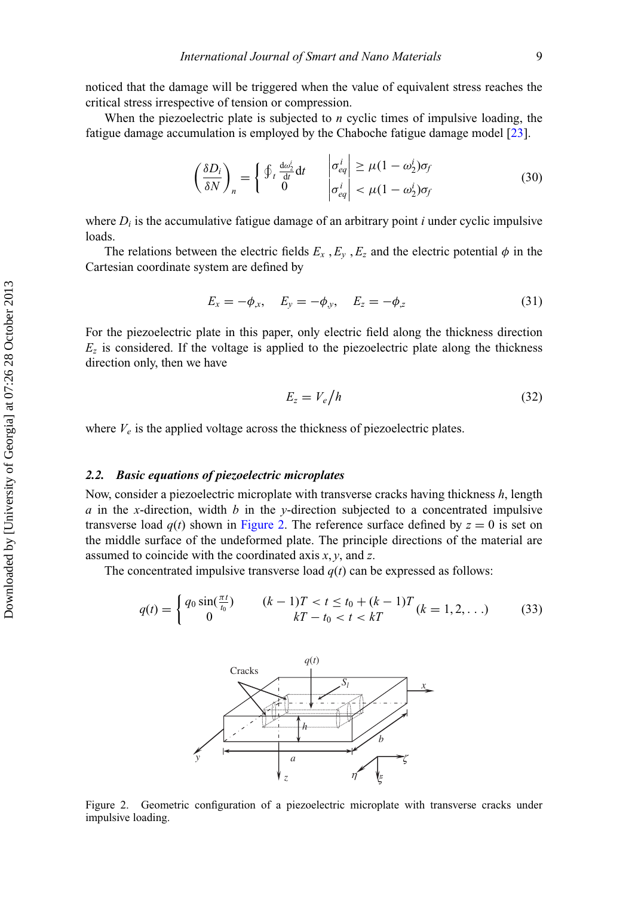noticed that the damage will be triggered when the value of equivalent stress reaches the critical stress irrespective of tension or compression.

When the piezoelectric plate is subjected to $n$ cyclic times of impulsive loading, the fatigue damage accumulation is employed by the Chaboche fatigue damage model [23].

$$\left(\frac{\delta D_i}{\delta N}\right)_n = \begin{cases} \oint_t \frac{d\omega_2^i}{dt} dt & \left|\sigma_{eq}^i\right| \geq \mu(1-\omega_2^i)\sigma_f \\ 0 & \left|\sigma_{eq}^i\right| < \mu(1-\omega_2^i)\sigma_f \end{cases} \tag{30}$$

where $D_i$ is the accumulative fatigue damage of an arbitrary point $i$ under cyclic impulsive loads.

The relations between the electric fields $E_x$ , $E_y$ , $E_z$ and the electric potential $\phi$ in the Cartesian coordinate system are defined by

$$E_x = -\phi_{,x}, \quad E_y = -\phi_{,y}, \quad E_z = -\phi_{,z} \tag{31}$$

For the piezoelectric plate in this paper, only electric field along the thickness direction $E_z$ is considered. If the voltage is applied to the piezoelectric plate along the thickness direction only, then we have

$$E_z = V_e / h \tag{32}$$

where $V_e$ is the applied voltage across the thickness of piezoelectric plates.

### 2.2. *Basic equations of piezoelectric microplates*

Now, consider a piezoelectric microplate with transverse cracks having thickness $h$, length $a$ in the $x$-direction, width $b$ in the $y$-direction subjected to a concentrated impulsive transverse load $q(t)$ shown in Figure 2. The reference surface defined by $z = 0$ is set on the middle surface of the undeformed plate. The principle directions of the material are assumed to coincide with the coordinated axis $x, y$, and $z$.

The concentrated impulsive transverse load $q(t)$ can be expressed as follows:

$$q(t) = \begin{cases} q_0 \sin(\frac{\pi t}{t_0}) & (k-1)T < t \leq t_0 + (k-1)T \\ 0 & kT - t_0 < t < kT \end{cases} \quad (k = 1, 2, \ldots) \tag{33}$$

Figure 2. Geometric configuration of a piezoelectric microplate with transverse cracks under impulsive loading.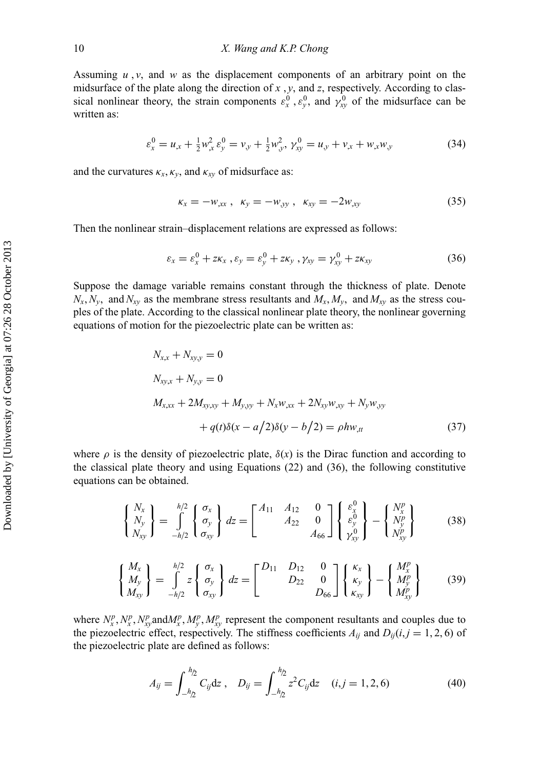Assuming $u$ , $v$, and $w$ as the displacement components of an arbitrary point on the midsurface of the plate along the direction of $x$ , $y$, and $z$, respectively. According to classical nonlinear theory, the strain components $\varepsilon_x^0$ , $\varepsilon_y^0$, and $\gamma_{xy}^0$ of the midsurface can be written as:

$$\varepsilon_x^0 = u_{,x} + \tfrac{1}{2}w_{,x}^2\, \varepsilon_y^0 = v_{,y} + \tfrac{1}{2}w_{,y}^2,\ \gamma_{xy}^0 = u_{,y} + v_{,x} + w_{,x}w_{,y} \tag{34}$$

and the curvatures $\kappa_x, \kappa_y$, and $\kappa_{xy}$ of midsurface as:

$$\kappa_x = -w_{,xx}\ ,\ \ \kappa_y = -w_{,yy}\ ,\ \ \kappa_{xy} = -2w_{,xy} \tag{35}$$

Then the nonlinear strain–displacement relations are expressed as follows:

$$\varepsilon_x = \varepsilon_x^0 + z\kappa_x\ , \varepsilon_y = \varepsilon_y^0 + z\kappa_y\ , \gamma_{xy} = \gamma_{xy}^0 + z\kappa_{xy} \tag{36}$$

Suppose the damage variable remains constant through the thickness of plate. Denote $N_x, N_y$, and $N_{xy}$ as the membrane stress resultants and $M_x, M_y$, and $M_{xy}$ as the stress couples of the plate. According to the classical nonlinear plate theory, the nonlinear governing equations of motion for the piezoelectric plate can be written as:

$$
\begin{aligned}
&N_{x,x} + N_{xy,y} = 0\\
&N_{xy,x} + N_{y,y} = 0\\
&M_{x,xx} + 2M_{xy,xy} + M_{y,yy} + N_x w_{,xx} + 2N_{xy}w_{,xy} + N_y w_{,yy}\\
&\qquad + q(t)\delta(x - a/2)\delta(y - b/2) = \rho h w_{,tt}
\end{aligned} \tag{37}
$$

where $\rho$ is the density of piezoelectric plate, $\delta(x)$ is the Dirac function and according to the classical plate theory and using Equations (22) and (36), the following constitutive equations can be obtained.

$$\begin{Bmatrix} N_x \\ N_y \\ N_{xy} \end{Bmatrix} = \int_{-h/2}^{h/2} \begin{Bmatrix} \sigma_x \\ \sigma_y \\ \sigma_{xy} \end{Bmatrix} dz = \begin{bmatrix} A_{11} & A_{12} & 0 \\ & A_{22} & 0 \\ & & A_{66} \end{bmatrix} \begin{Bmatrix} \varepsilon_x^0 \\ \varepsilon_y^0 \\ \gamma_{xy}^0 \end{Bmatrix} - \begin{Bmatrix} N_x^p \\ N_y^p \\ N_{xy}^p \end{Bmatrix} \tag{38}$$

$$\begin{Bmatrix} M_x \\ M_y \\ M_{xy} \end{Bmatrix} = \int_{-h/2}^{h/2} z \begin{Bmatrix} \sigma_x \\ \sigma_y \\ \sigma_{xy} \end{Bmatrix} dz = \begin{bmatrix} D_{11} & D_{12} & 0 \\ & D_{22} & 0 \\ & & D_{66} \end{bmatrix} \begin{Bmatrix} \kappa_x \\ \kappa_y \\ \kappa_{xy} \end{Bmatrix} - \begin{Bmatrix} M_x^p \\ M_y^p \\ M_{xy}^p \end{Bmatrix} \tag{39}$$

where $N_x^p, N_x^p, N_{xy}^p$ and $M_x^p, M_y^p, M_{xy}^p$ represent the component resultants and couples due to the piezoelectric effect, respectively. The stiffness coefficients $A_{ij}$ and $D_{ij} (i,j = 1, 2, 6)$ of the piezoelectric plate are defined as follows:

$$A_{ij} = \int_{-h/2}^{h/2} C_{ij}\mathrm{d}z\ ,\quad D_{ij} = \int_{-h/2}^{h/2} z^2 C_{ij}\mathrm{d}z \quad (i,j = 1, 2, 6) \tag{40}$$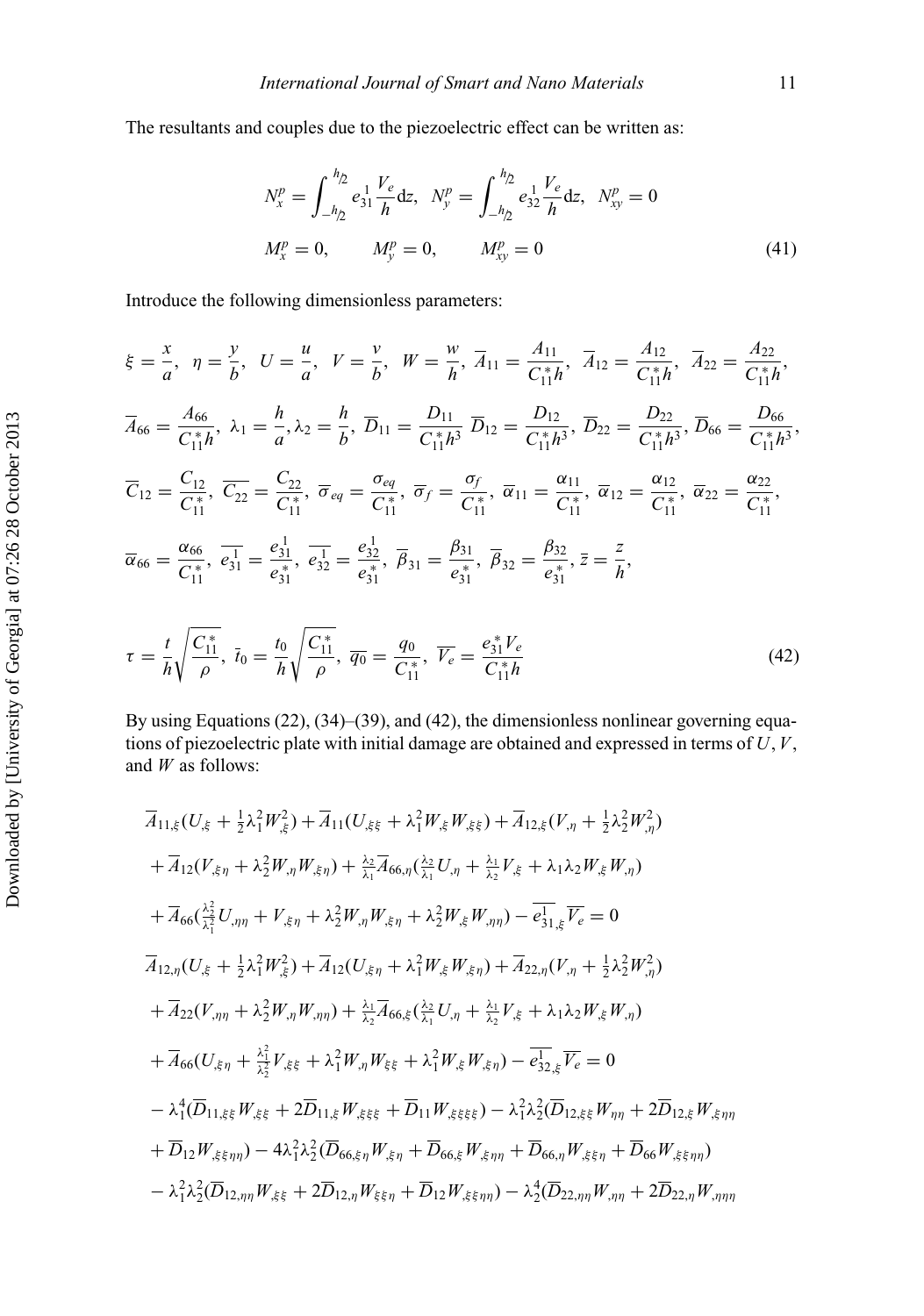The resultants and couples due to the piezoelectric effect can be written as:

$$
N_x^p = \int_{-h/2}^{h/2} e_{31}^1 \frac{V_e}{h} \mathrm{d}z, \quad N_y^p = \int_{-h/2}^{h/2} e_{32}^1 \frac{V_e}{h} \mathrm{d}z, \quad N_{xy}^p = 0
$$

$$
M_x^p = 0, \qquad M_y^p = 0, \qquad M_{xy}^p = 0 \tag{41}
$$

Introduce the following dimensionless parameters:

$$
\xi = \frac{x}{a},\ \eta = \frac{y}{b},\ U = \frac{u}{a},\ V = \frac{v}{b},\ W = \frac{w}{h},\ \overline{A}_{11} = \frac{A_{11}}{C_{11}^* h},\ \overline{A}_{12} = \frac{A_{12}}{C_{11}^* h},\ \overline{A}_{22} = \frac{A_{22}}{C_{11}^* h},
$$

$$
\overline{A}_{66} = \frac{A_{66}}{C_{11}^* h},\ \lambda_1 = \frac{h}{a}, \lambda_2 = \frac{h}{b},\ \overline{D}_{11} = \frac{D_{11}}{C_{11}^* h^3}\ \overline{D}_{12} = \frac{D_{12}}{C_{11}^* h^3},\ \overline{D}_{22} = \frac{D_{22}}{C_{11}^* h^3},\ \overline{D}_{66} = \frac{D_{66}}{C_{11}^* h^3},
$$

$$
\overline{C}_{12} = \frac{C_{12}}{C_{11}^*},\ \overline{C_{22}} = \frac{C_{22}}{C_{11}^*},\ \overline{\sigma}_{eq} = \frac{\sigma_{eq}}{C_{11}^*},\ \overline{\sigma}_f = \frac{\sigma_f}{C_{11}^*},\ \overline{\alpha}_{11} = \frac{\alpha_{11}}{C_{11}^*},\ \overline{\alpha}_{12} = \frac{\alpha_{12}}{C_{11}^*},\ \overline{\alpha}_{22} = \frac{\alpha_{22}}{C_{11}^*},
$$

$$
\overline{\alpha}_{66} = \frac{\alpha_{66}}{C_{11}^*},\ \overline{e_{31}^1} = \frac{e_{31}^1}{e_{31}^*},\ \overline{e_{32}^1} = \frac{e_{32}^1}{e_{31}^*},\ \overline{\beta}_{31} = \frac{\beta_{31}}{e_{31}^*},\ \overline{\beta}_{32} = \frac{\beta_{32}}{e_{31}^*}, \overline{z} = \frac{z}{h},
$$

$$
\tau = \frac{t}{h}\sqrt{\frac{C_{11}^*}{\rho}},\ \bar{t}_0 = \frac{t_0}{h}\sqrt{\frac{C_{11}^*}{\rho}},\ \overline{q_0} = \frac{q_0}{C_{11}^*},\ \overline{V_e} = \frac{e_{31}^* V_e}{C_{11}^* h} \tag{42}
$$

By using Equations (22), (34)–(39), and (42), the dimensionless nonlinear governing equations of piezoelectric plate with initial damage are obtained and expressed in terms of $U$, $V$, and $W$ as follows:

$$
\begin{aligned}
&\overline{A}_{11,\xi}(U_{,\xi} + \tfrac{1}{2}\lambda_1^2 W_{,\xi}^2) + \overline{A}_{11}(U_{,\xi\xi} + \lambda_1^2 W_{,\xi} W_{,\xi\xi}) + \overline{A}_{12,\xi}(V_{,\eta} + \tfrac{1}{2}\lambda_2^2 W_{,\eta}^2) \\
&+ \overline{A}_{12}(V_{,\xi\eta} + \lambda_2^2 W_{,\eta} W_{,\xi\eta}) + \tfrac{\lambda_2}{\lambda_1}\overline{A}_{66,\eta}(\tfrac{\lambda_2}{\lambda_1} U_{,\eta} + \tfrac{\lambda_1}{\lambda_2} V_{,\xi} + \lambda_1\lambda_2 W_{,\xi} W_{,\eta}) \\
&+ \overline{A}_{66}(\tfrac{\lambda_2^2}{\lambda_1^2} U_{,\eta\eta} + V_{,\xi\eta} + \lambda_2^2 W_{,\eta} W_{,\xi\eta} + \lambda_2^2 W_{,\xi} W_{,\eta\eta}) - \overline{e_{31}^1}_{,\xi}\overline{V_e} = 0 \\
&\overline{A}_{12,\eta}(U_{,\xi} + \tfrac{1}{2}\lambda_1^2 W_{,\xi}^2) + \overline{A}_{12}(U_{,\xi\eta} + \lambda_1^2 W_{,\xi} W_{,\xi\eta}) + \overline{A}_{22,\eta}(V_{,\eta} + \tfrac{1}{2}\lambda_2^2 W_{,\eta}^2) \\
&+ \overline{A}_{22}(V_{,\eta\eta} + \lambda_2^2 W_{,\eta} W_{,\eta\eta}) + \tfrac{\lambda_1}{\lambda_2}\overline{A}_{66,\xi}(\tfrac{\lambda_2}{\lambda_1} U_{,\eta} + \tfrac{\lambda_1}{\lambda_2} V_{,\xi} + \lambda_1\lambda_2 W_{,\xi} W_{,\eta}) \\
&+ \overline{A}_{66}(U_{,\xi\eta} + \tfrac{\lambda_1^2}{\lambda_2^2} V_{,\xi\xi} + \lambda_1^2 W_{,\eta} W_{\xi\xi} + \lambda_1^2 W_{,\xi} W_{,\xi\eta}) - \overline{e_{32}^1}_{,\xi}\overline{V_e} = 0 \\
&-\lambda_1^4(\overline{D}_{11,\xi\xi} W_{,\xi\xi} + 2\overline{D}_{11,\xi} W_{,\xi\xi\xi} + \overline{D}_{11} W_{,\xi\xi\xi\xi}) - \lambda_1^2\lambda_2^2(\overline{D}_{12,\xi\xi} W_{\eta\eta} + 2\overline{D}_{12,\xi} W_{,\xi\eta\eta} \\
&+ \overline{D}_{12} W_{,\xi\xi\eta\eta}) - 4\lambda_1^2\lambda_2^2(\overline{D}_{66,\xi\eta} W_{,\xi\eta} + \overline{D}_{66,\xi} W_{,\xi\eta\eta} + \overline{D}_{66,\eta} W_{,\xi\xi\eta} + \overline{D}_{66} W_{,\xi\xi\eta\eta}) \\
&-\lambda_1^2\lambda_2^2(\overline{D}_{12,\eta\eta} W_{,\xi\xi} + 2\overline{D}_{12,\eta} W_{\xi\xi\eta} + \overline{D}_{12} W_{,\xi\xi\eta\eta}) - \lambda_2^4(\overline{D}_{22,\eta\eta} W_{,\eta\eta} + 2\overline{D}_{22,\eta} W_{,\eta\eta\eta}
\end{aligned}
$$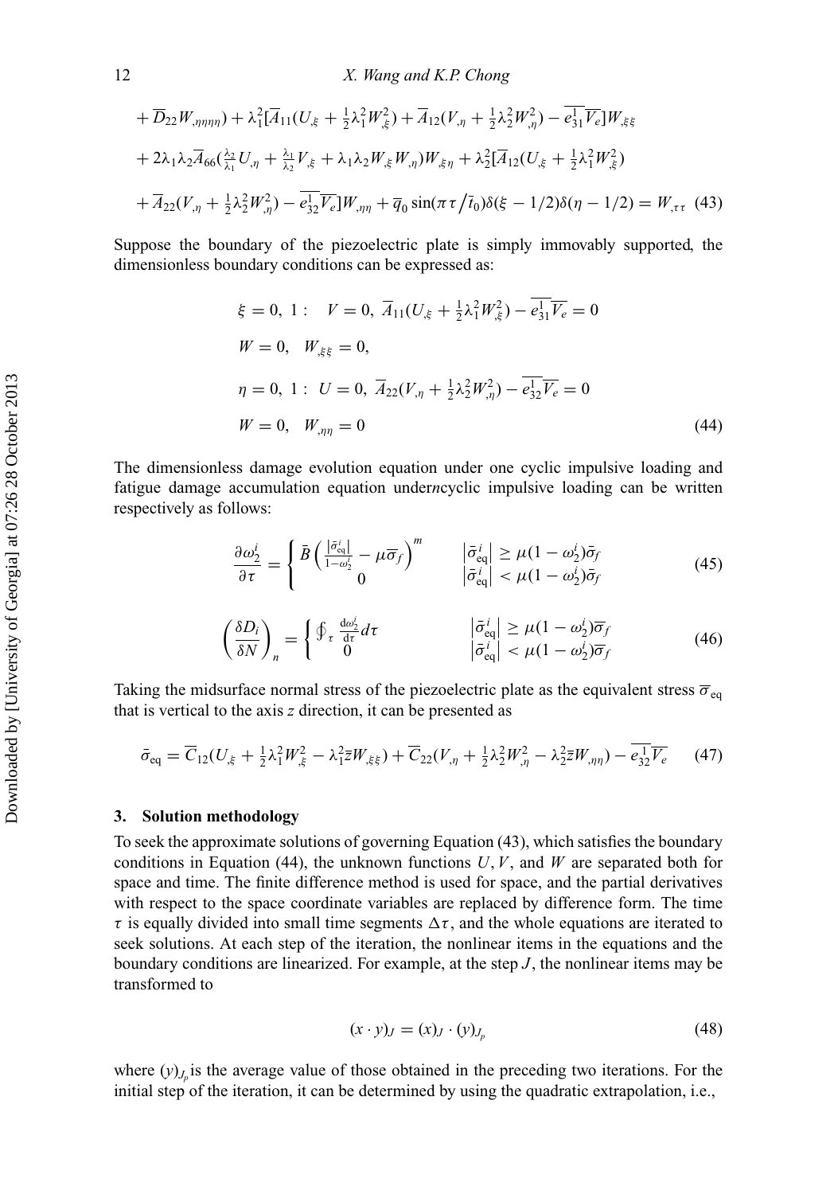$$+\overline{D}_{22}W_{,\eta\eta\eta\eta}) + \lambda_1^2[\overline{A}_{11}(U_{,\xi} + \tfrac{1}{2}\lambda_1^2 W_{,\xi}^2) + \overline{A}_{12}(V_{,\eta} + \tfrac{1}{2}\lambda_2^2 W_{,\eta}^2) - \overline{e_{31}^1}\overline{V_e}]W_{,\xi\xi}$$

$$+ 2\lambda_1\lambda_2\overline{A}_{66}(\tfrac{\lambda_2}{\lambda_1}U_{,\eta} + \tfrac{\lambda_1}{\lambda_2}V_{,\xi} + \lambda_1\lambda_2 W_{,\xi}W_{,\eta})W_{,\xi\eta} + \lambda_2^2[\overline{A}_{12}(U_{,\xi} + \tfrac{1}{2}\lambda_1^2 W_{,\xi}^2)$$

$$+ \overline{A}_{22}(V_{,\eta} + \tfrac{1}{2}\lambda_2^2 W_{,\eta}^2) - \overline{e_{32}^1}\overline{V_e}]W_{,\eta\eta} + \overline{q}_0 \sin(\pi\tau/\overline{t}_0)\delta(\xi - 1/2)\delta(\eta - 1/2) = W_{,\tau\tau} \quad (43)$$

Suppose the boundary of the piezoelectric plate is simply immovably supported, the dimensionless boundary conditions can be expressed as:

$$\begin{aligned}
&\xi = 0,\ 1: \quad V = 0,\ \overline{A}_{11}(U_{,\xi} + \tfrac{1}{2}\lambda_1^2 W_{,\xi}^2) - \overline{e_{31}^1}\overline{V_e} = 0 \\
&W = 0, \quad W_{,\xi\xi} = 0, \\
&\eta = 0,\ 1: \ U = 0,\ \overline{A}_{22}(V_{,\eta} + \tfrac{1}{2}\lambda_2^2 W_{,\eta}^2) - \overline{e_{32}^1}\overline{V_e} = 0 \\
&W = 0, \quad W_{,\eta\eta} = 0
\end{aligned} \quad (44)$$

The dimensionless damage evolution equation under one cyclic impulsive loading and fatigue damage accumulation equation under $n$ cyclic impulsive loading can be written respectively as follows:

$$\frac{\partial \omega_2^i}{\partial \tau} = \begin{cases} \bar{B}\left(\frac{|\bar{\sigma}_{\text{eq}}^i|}{1-\omega_2^i} - \mu\overline{\sigma}_f\right)^m & |\bar{\sigma}_{\text{eq}}^i| \geq \mu(1-\omega_2^i)\bar{\sigma}_f \\ 0 & |\bar{\sigma}_{\text{eq}}^i| < \mu(1-\omega_2^i)\bar{\sigma}_f \end{cases} \quad (45)$$

$$\left(\frac{\delta D_i}{\delta N}\right)_n = \begin{cases} \oint_\tau \frac{\mathrm{d}\omega_2^i}{\mathrm{d}\tau} d\tau & |\bar{\sigma}_{\text{eq}}^i| \geq \mu(1-\omega_2^i)\overline{\sigma}_f \\ 0 & |\bar{\sigma}_{\text{eq}}^i| < \mu(1-\omega_2^i)\overline{\sigma}_f \end{cases} \quad (46)$$

Taking the midsurface normal stress of the piezoelectric plate as the equivalent stress $\overline{\sigma}_{\text{eq}}$ that is vertical to the axis $z$ direction, it can be presented as

$$\bar{\sigma}_{\text{eq}} = \overline{C}_{12}(U_{,\xi} + \tfrac{1}{2}\lambda_1^2 W_{,\xi}^2 - \lambda_1^2 \overline{z} W_{,\xi\xi}) + \overline{C}_{22}(V_{,\eta} + \tfrac{1}{2}\lambda_2^2 W_{,\eta}^2 - \lambda_2^2 \overline{z} W_{,\eta\eta}) - \overline{e_{32}^1}\overline{V_e} \quad (47)$$

## 3. Solution methodology

To seek the approximate solutions of governing Equation (43), which satisfies the boundary conditions in Equation (44), the unknown functions $U$, $V$, and $W$ are separated both for space and time. The finite difference method is used for space, and the partial derivatives with respect to the space coordinate variables are replaced by difference form. The time $\tau$ is equally divided into small time segments $\Delta\tau$, and the whole equations are iterated to seek solutions. At each step of the iteration, the nonlinear items in the equations and the boundary conditions are linearized. For example, at the step $J$, the nonlinear items may be transformed to

$$(x \cdot y)_J = (x)_J \cdot (y)_{J_p} \quad (48)$$

where $(y)_{J_p}$ is the average value of those obtained in the preceding two iterations. For the initial step of the iteration, it can be determined by using the quadratic extrapolation, i.e.,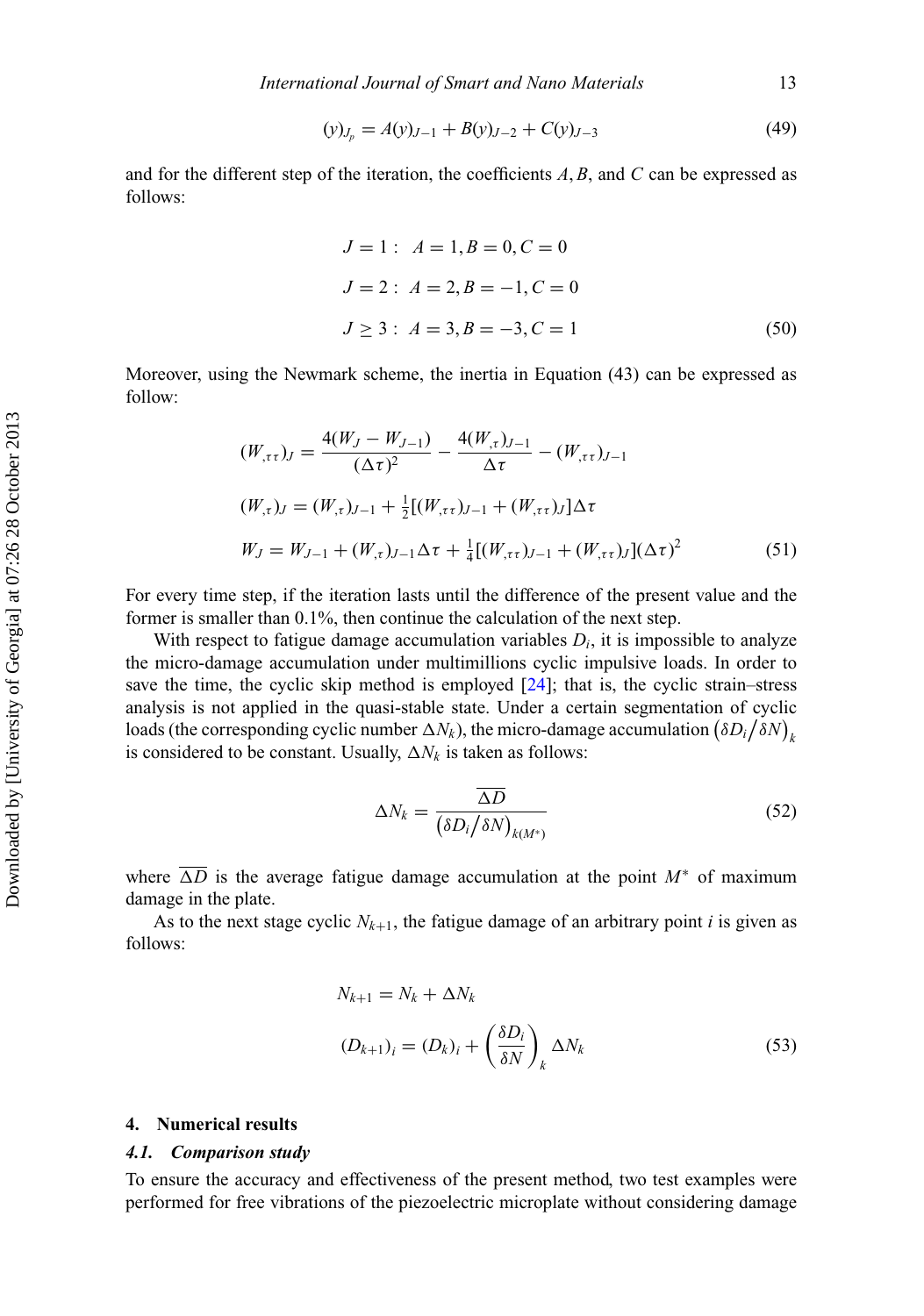$$(y)_{J_p} = A(y)_{J-1} + B(y)_{J-2} + C(y)_{J-3} \tag{49}$$

and for the different step of the iteration, the coefficients $A, B$, and $C$ can be expressed as follows:

$$\begin{aligned}
J &= 1: \;\; A = 1, B = 0, C = 0 \\
J &= 2: \;\; A = 2, B = -1, C = 0 \\
J &\geq 3: \;\; A = 3, B = -3, C = 1
\end{aligned} \tag{50}$$

Moreover, using the Newmark scheme, the inertia in Equation (43) can be expressed as follow:

$$\begin{aligned}
(W_{,\tau\tau})_J &= \frac{4(W_J - W_{J-1})}{(\Delta\tau)^2} - \frac{4(W_{,\tau})_{J-1}}{\Delta\tau} - (W_{,\tau\tau})_{J-1} \\
(W_{,\tau})_J &= (W_{,\tau})_{J-1} + \tfrac{1}{2}[(W_{,\tau\tau})_{J-1} + (W_{,\tau\tau})_J]\Delta\tau \\
W_J &= W_{J-1} + (W_{,\tau})_{J-1}\Delta\tau + \tfrac{1}{4}[(W_{,\tau\tau})_{J-1} + (W_{,\tau\tau})_J](\Delta\tau)^2
\end{aligned} \tag{51}$$

For every time step, if the iteration lasts until the difference of the present value and the former is smaller than 0.1%, then continue the calculation of the next step.

With respect to fatigue damage accumulation variables $D_i$, it is impossible to analyze the micro-damage accumulation under multimillions cyclic impulsive loads. In order to save the time, the cyclic skip method is employed [24]; that is, the cyclic strain–stress analysis is not applied in the quasi-stable state. Under a certain segmentation of cyclic loads (the corresponding cyclic number $\Delta N_k$), the micro-damage accumulation $\left(\delta D_i / \delta N\right)_k$ is considered to be constant. Usually, $\Delta N_k$ is taken as follows:

$$\Delta N_k = \frac{\overline{\Delta D}}{\left(\delta D_i / \delta N\right)_{k(M^*)}} \tag{52}$$

where $\overline{\Delta D}$ is the average fatigue damage accumulation at the point $M^*$ of maximum damage in the plate.

As to the next stage cyclic $N_{k+1}$, the fatigue damage of an arbitrary point $i$ is given as follows:

$$\begin{aligned}
N_{k+1} &= N_k + \Delta N_k \\
(D_{k+1})_i &= (D_k)_i + \left(\frac{\delta D_i}{\delta N}\right)_k \Delta N_k
\end{aligned} \tag{53}$$

## 4. Numerical results

### *4.1. Comparison study*

To ensure the accuracy and effectiveness of the present method, two test examples were performed for free vibrations of the piezoelectric microplate without considering damage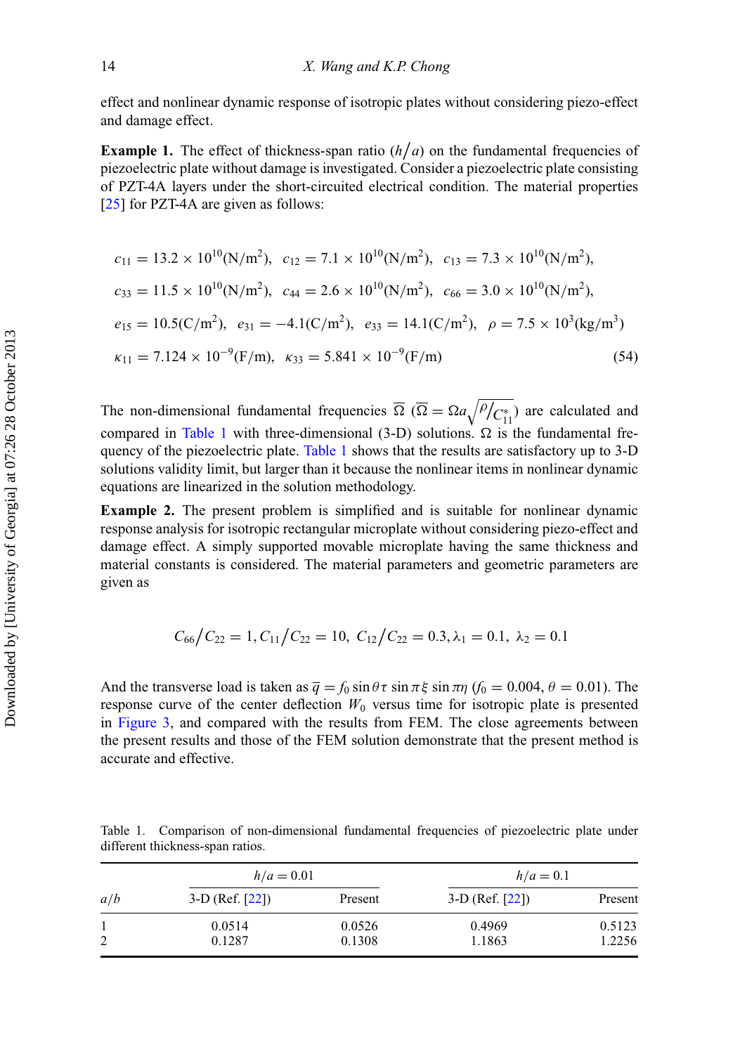effect and nonlinear dynamic response of isotropic plates without considering piezo-effect and damage effect.

**Example 1.** The effect of thickness-span ratio ($h/a$) on the fundamental frequencies of piezoelectric plate without damage is investigated. Consider a piezoelectric plate consisting of PZT-4A layers under the short-circuited electrical condition. The material properties [25] for PZT-4A are given as follows:

$$
\begin{aligned}
&c_{11} = 13.2 \times 10^{10}(\mathrm{N/m^2}),\ \ c_{12} = 7.1 \times 10^{10}(\mathrm{N/m^2}),\ \ c_{13} = 7.3 \times 10^{10}(\mathrm{N/m^2}),\\
&c_{33} = 11.5 \times 10^{10}(\mathrm{N/m^2}),\ \ c_{44} = 2.6 \times 10^{10}(\mathrm{N/m^2}),\ \ c_{66} = 3.0 \times 10^{10}(\mathrm{N/m^2}),\\
&e_{15} = 10.5(\mathrm{C/m^2}),\ \ e_{31} = -4.1(\mathrm{C/m^2}),\ \ e_{33} = 14.1(\mathrm{C/m^2}),\ \ \rho = 7.5 \times 10^3(\mathrm{kg/m^3})\\
&\kappa_{11} = 7.124 \times 10^{-9}(\mathrm{F/m}),\ \ \kappa_{33} = 5.841 \times 10^{-9}(\mathrm{F/m})
\end{aligned}
\tag{54}
$$

The non-dimensional fundamental frequencies $\overline{\Omega}$ ($\overline{\Omega} = \Omega a\sqrt{\rho/C_{11}^*}$) are calculated and compared in Table 1 with three-dimensional (3-D) solutions. $\Omega$ is the fundamental frequency of the piezoelectric plate. Table 1 shows that the results are satisfactory up to 3-D solutions validity limit, but larger than it because the nonlinear items in nonlinear dynamic equations are linearized in the solution methodology.

**Example 2.** The present problem is simplified and is suitable for nonlinear dynamic response analysis for isotropic rectangular microplate without considering piezo-effect and damage effect. A simply supported movable microplate having the same thickness and material constants is considered. The material parameters and geometric parameters are given as

$$
C_{66}/C_{22} = 1, C_{11}/C_{22} = 10,\ C_{12}/C_{22} = 0.3, \lambda_1 = 0.1,\ \lambda_2 = 0.1
$$

And the transverse load is taken as $\overline{q} = f_0 \sin\theta\tau \sin\pi\xi \sin\pi\eta$ ($f_0 = 0.004$, $\theta = 0.01$). The response curve of the center deflection $W_0$ versus time for isotropic plate is presented in Figure 3, and compared with the results from FEM. The close agreements between the present results and those of the FEM solution demonstrate that the present method is accurate and effective.

Table 1. Comparison of non-dimensional fundamental frequencies of piezoelectric plate under different thickness-span ratios.

| | $h/a = 0.01$ | | $h/a = 0.1$ | |
|---|---|---|---|---|
| $a/b$ | 3-D (Ref. [22]) | Present | 3-D (Ref. [22]) | Present |
| 1 | 0.0514 | 0.0526 | 0.4969 | 0.5123 |
| 2 | 0.1287 | 0.1308 | 1.1863 | 1.2256 |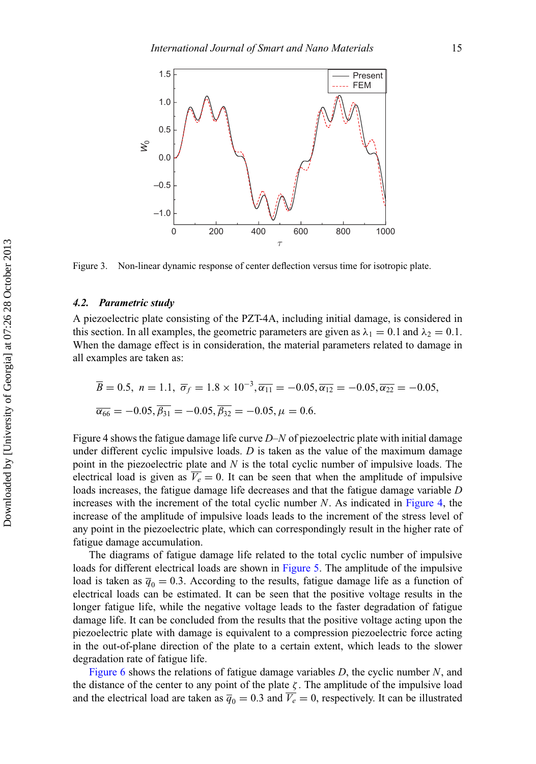Figure 3. Non-linear dynamic response of center deflection versus time for isotropic plate.

### 4.2. *Parametric study*

A piezoelectric plate consisting of the PZT-4A, including initial damage, is considered in this section. In all examples, the geometric parameters are given as $\lambda_1 = 0.1$ and $\lambda_2 = 0.1$. When the damage effect is in consideration, the material parameters related to damage in all examples are taken as:

$$\overline{B} = 0.5,\ n = 1.1,\ \overline{\sigma_f} = 1.8 \times 10^{-3}, \overline{\alpha_{11}} = -0.05, \overline{\alpha_{12}} = -0.05, \overline{\alpha_{22}} = -0.05,$$

$$\overline{\alpha_{66}} = -0.05, \overline{\beta_{31}} = -0.05, \overline{\beta_{32}} = -0.05, \mu = 0.6.$$

Figure 4 shows the fatigue damage life curve *D*–*N* of piezoelectric plate with initial damage under different cyclic impulsive loads. $D$ is taken as the value of the maximum damage point in the piezoelectric plate and $N$ is the total cyclic number of impulsive loads. The electrical load is given as $\overline{V_e} = 0$. It can be seen that when the amplitude of impulsive loads increases, the fatigue damage life decreases and that the fatigue damage variable $D$ increases with the increment of the total cyclic number $N$. As indicated in Figure 4, the increase of the amplitude of impulsive loads leads to the increment of the stress level of any point in the piezoelectric plate, which can correspondingly result in the higher rate of fatigue damage accumulation.

The diagrams of fatigue damage life related to the total cyclic number of impulsive loads for different electrical loads are shown in Figure 5. The amplitude of the impulsive load is taken as $\overline{q}_0 = 0.3$. According to the results, fatigue damage life as a function of electrical loads can be estimated. It can be seen that the positive voltage results in the longer fatigue life, while the negative voltage leads to the faster degradation of fatigue damage life. It can be concluded from the results that the positive voltage acting upon the piezoelectric plate with damage is equivalent to a compression piezoelectric force acting in the out-of-plane direction of the plate to a certain extent, which leads to the slower degradation rate of fatigue life.

Figure 6 shows the relations of fatigue damage variables $D$, the cyclic number $N$, and the distance of the center to any point of the plate $\zeta$. The amplitude of the impulsive load and the electrical load are taken as $\overline{q}_0 = 0.3$ and $\overline{V_e} = 0$, respectively. It can be illustrated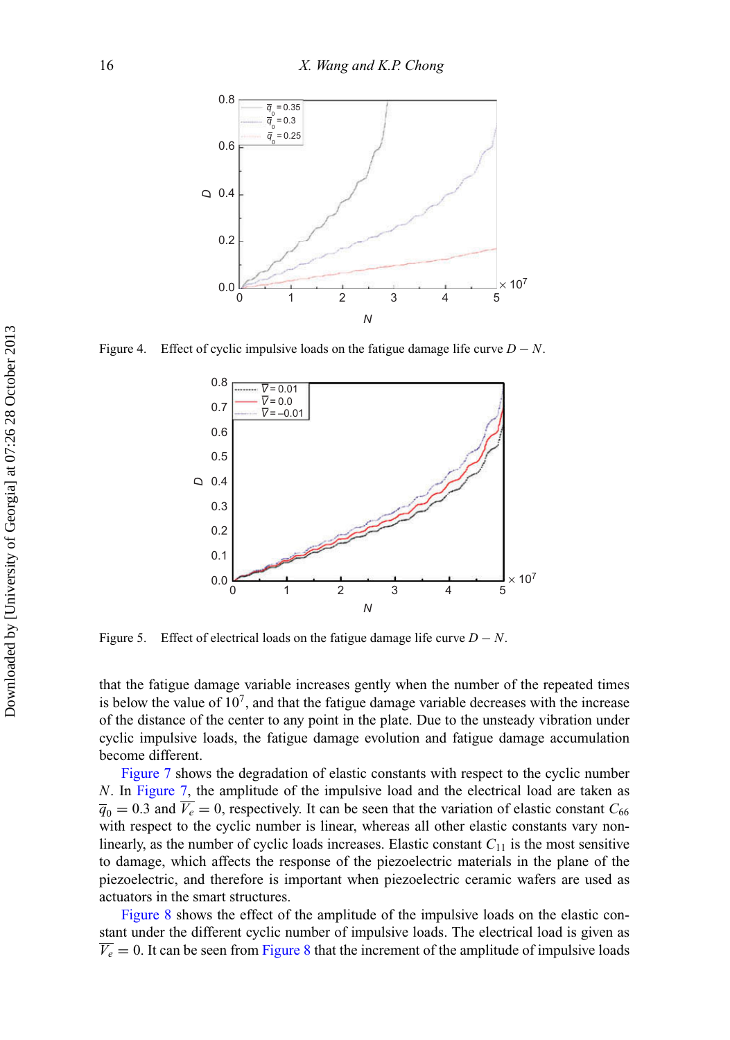Figure 4. Effect of cyclic impulsive loads on the fatigue damage life curve $D - N$.

Figure 5. Effect of electrical loads on the fatigue damage life curve $D - N$.

that the fatigue damage variable increases gently when the number of the repeated times is below the value of $10^7$, and that the fatigue damage variable decreases with the increase of the distance of the center to any point in the plate. Due to the unsteady vibration under cyclic impulsive loads, the fatigue damage evolution and fatigue damage accumulation become different.

Figure 7 shows the degradation of elastic constants with respect to the cyclic number $N$. In Figure 7, the amplitude of the impulsive load and the electrical load are taken as $\overline{q}_0 = 0.3$ and $\overline{V_e} = 0$, respectively. It can be seen that the variation of elastic constant $C_{66}$ with respect to the cyclic number is linear, whereas all other elastic constants vary non-linearly, as the number of cyclic loads increases. Elastic constant $C_{11}$ is the most sensitive to damage, which affects the response of the piezoelectric materials in the plane of the piezoelectric, and therefore is important when piezoelectric ceramic wafers are used as actuators in the smart structures.

Figure 8 shows the effect of the amplitude of the impulsive loads on the elastic constant under the different cyclic number of impulsive loads. The electrical load is given as $\overline{V_e} = 0$. It can be seen from Figure 8 that the increment of the amplitude of impulsive loads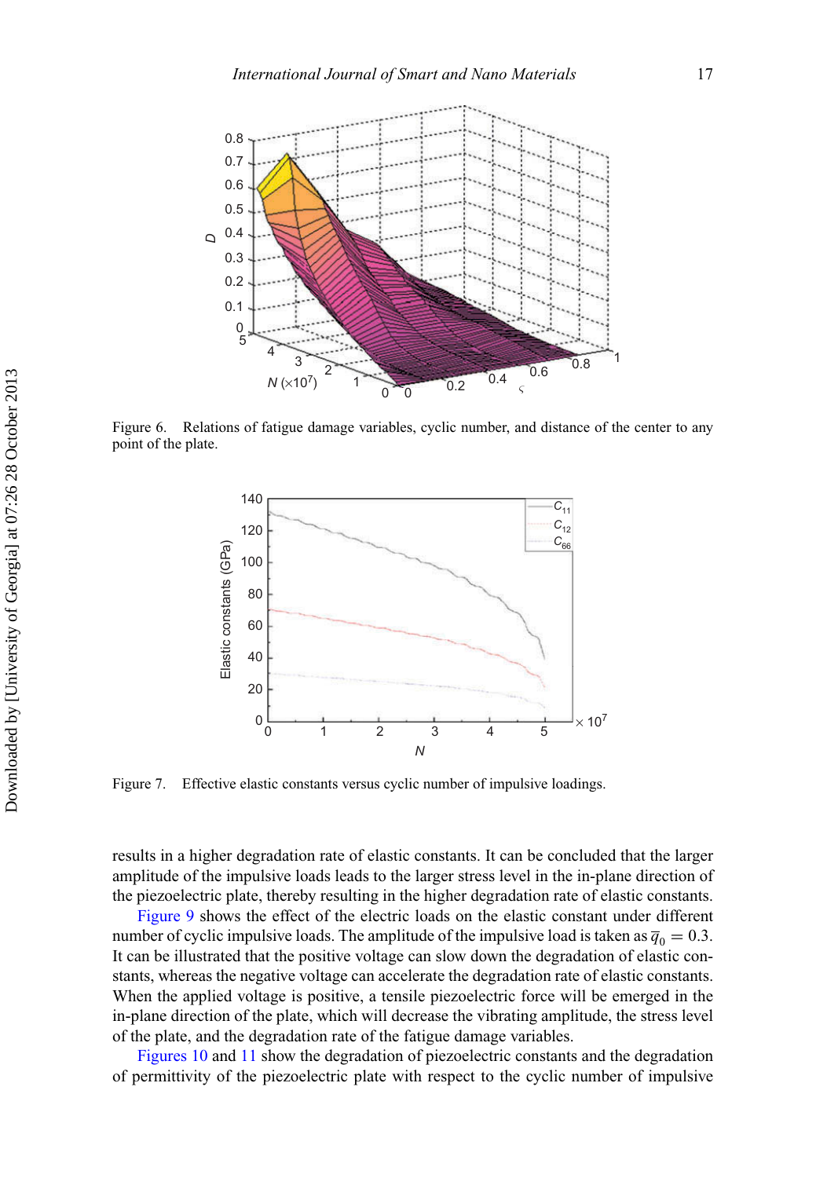Figure 6. Relations of fatigue damage variables, cyclic number, and distance of the center to any point of the plate.

Figure 7. Effective elastic constants versus cyclic number of impulsive loadings.

results in a higher degradation rate of elastic constants. It can be concluded that the larger amplitude of the impulsive loads leads to the larger stress level in the in-plane direction of the piezoelectric plate, thereby resulting in the higher degradation rate of elastic constants.

Figure 9 shows the effect of the electric loads on the elastic constant under different number of cyclic impulsive loads. The amplitude of the impulsive load is taken as $\overline{q}_0 = 0.3$. It can be illustrated that the positive voltage can slow down the degradation of elastic constants, whereas the negative voltage can accelerate the degradation rate of elastic constants. When the applied voltage is positive, a tensile piezoelectric force will be emerged in the in-plane direction of the plate, which will decrease the vibrating amplitude, the stress level of the plate, and the degradation rate of the fatigue damage variables.

Figures 10 and 11 show the degradation of piezoelectric constants and the degradation of permittivity of the piezoelectric plate with respect to the cyclic number of impulsive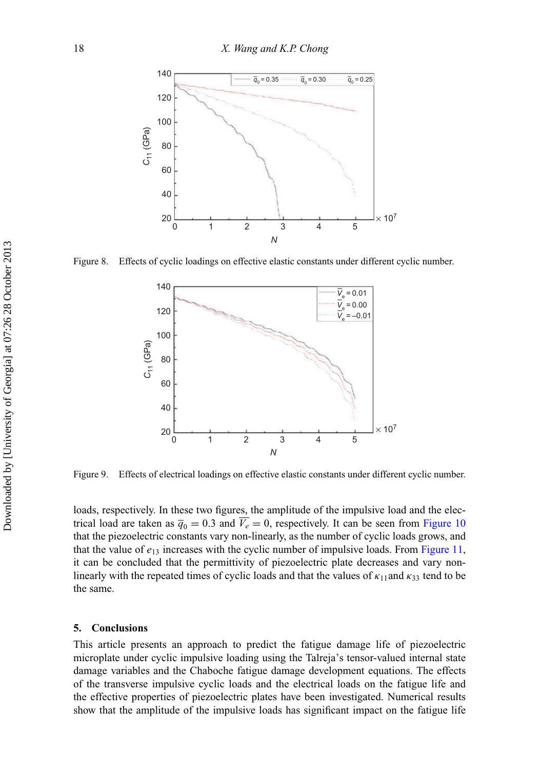Figure 8. Effects of cyclic loadings on effective elastic constants under different cyclic number.

Figure 9. Effects of electrical loadings on effective elastic constants under different cyclic number.

loads, respectively. In these two figures, the amplitude of the impulsive load and the electrical load are taken as $\overline{q}_0 = 0.3$ and $\overline{V_e} = 0$, respectively. It can be seen from Figure 10 that the piezoelectric constants vary non-linearly, as the number of cyclic loads grows, and that the value of $e_{13}$ increases with the cyclic number of impulsive loads. From Figure 11, it can be concluded that the permittivity of piezoelectric plate decreases and vary non-linearly with the repeated times of cyclic loads and that the values of $\kappa_{11}$ and $\kappa_{33}$ tend to be the same.

## 5. Conclusions

This article presents an approach to predict the fatigue damage life of piezoelectric microplate under cyclic impulsive loading using the Talreja's tensor-valued internal state damage variables and the Chaboche fatigue damage development equations. The effects of the transverse impulsive cyclic loads and the electrical loads on the fatigue life and the effective properties of piezoelectric plates have been investigated. Numerical results show that the amplitude of the impulsive loads has significant impact on the fatigue life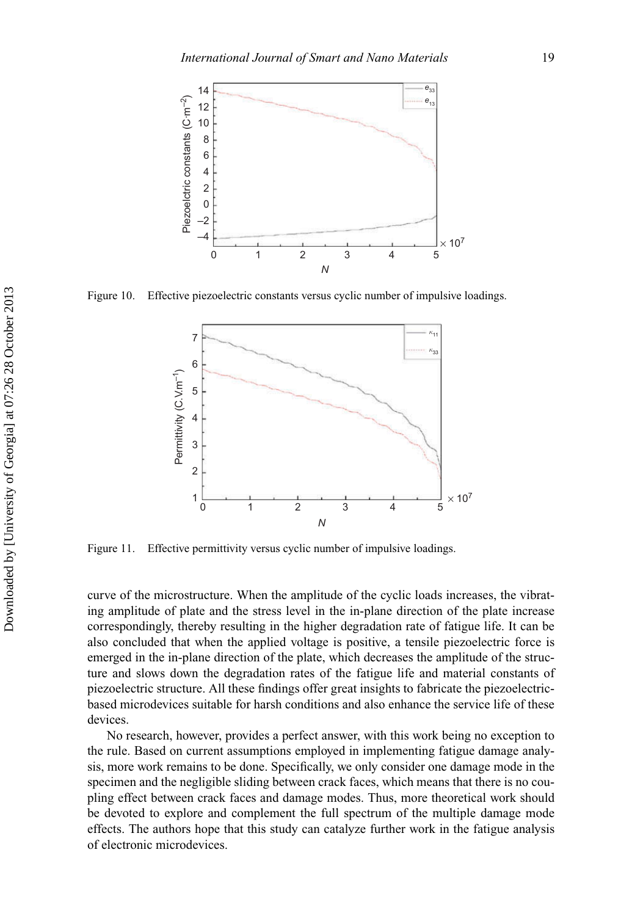Figure 10. Effective piezoelectric constants versus cyclic number of impulsive loadings.

Figure 11. Effective permittivity versus cyclic number of impulsive loadings.

curve of the microstructure. When the amplitude of the cyclic loads increases, the vibrating amplitude of plate and the stress level in the in-plane direction of the plate increase correspondingly, thereby resulting in the higher degradation rate of fatigue life. It can be also concluded that when the applied voltage is positive, a tensile piezoelectric force is emerged in the in-plane direction of the plate, which decreases the amplitude of the structure and slows down the degradation rates of the fatigue life and material constants of piezoelectric structure. All these findings offer great insights to fabricate the piezoelectric-based microdevices suitable for harsh conditions and also enhance the service life of these devices.

No research, however, provides a perfect answer, with this work being no exception to the rule. Based on current assumptions employed in implementing fatigue damage analysis, more work remains to be done. Specifically, we only consider one damage mode in the specimen and the negligible sliding between crack faces, which means that there is no coupling effect between crack faces and damage modes. Thus, more theoretical work should be devoted to explore and complement the full spectrum of the multiple damage mode effects. The authors hope that this study can catalyze further work in the fatigue analysis of electronic microdevices.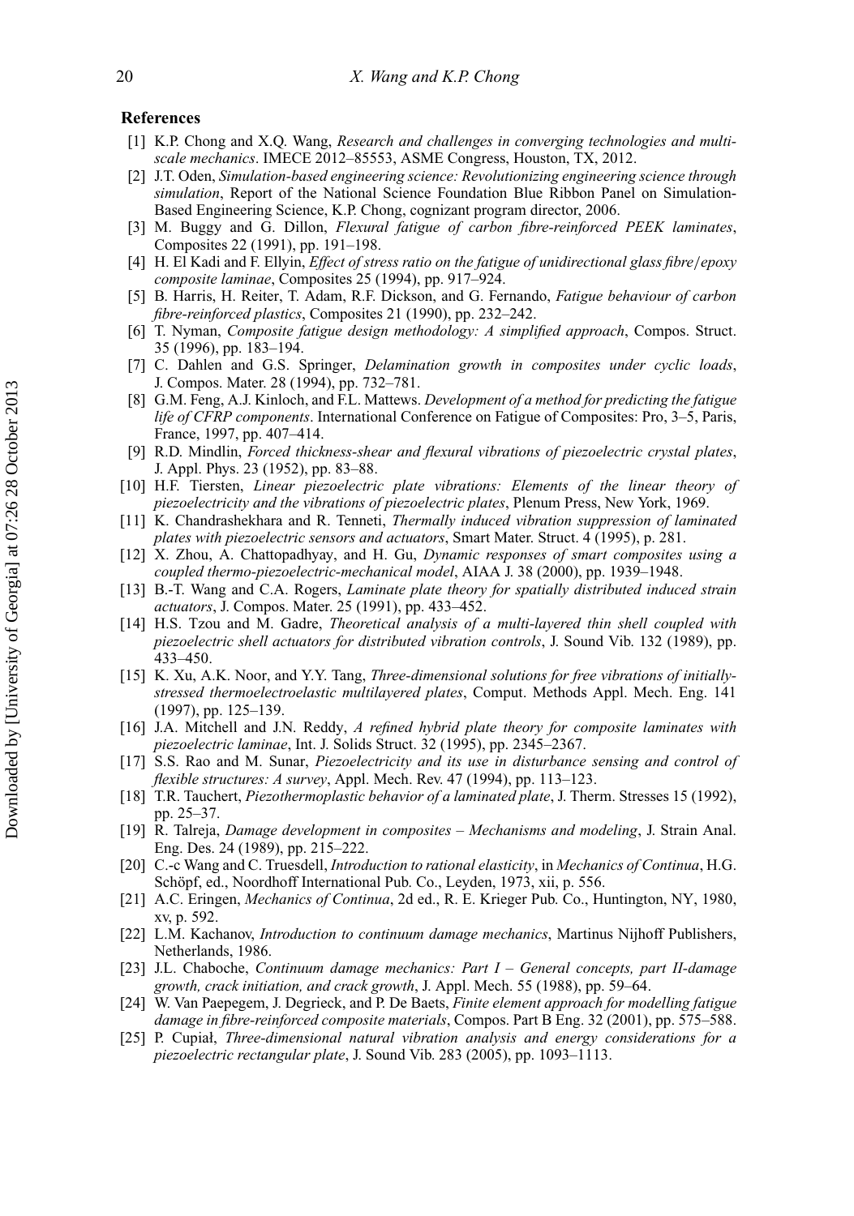## References

[1] K.P. Chong and X.Q. Wang, *Research and challenges in converging technologies and multi-scale mechanics*. IMECE 2012–85553, ASME Congress, Houston, TX, 2012.

[2] J.T. Oden, *Simulation-based engineering science: Revolutionizing engineering science through simulation*, Report of the National Science Foundation Blue Ribbon Panel on Simulation-Based Engineering Science, K.P. Chong, cognizant program director, 2006.

[3] M. Buggy and G. Dillon, *Flexural fatigue of carbon fibre-reinforced PEEK laminates*, Composites 22 (1991), pp. 191–198.

[4] H. El Kadi and F. Ellyin, *Effect of stress ratio on the fatigue of unidirectional glass fibre/epoxy composite laminae*, Composites 25 (1994), pp. 917–924.

[5] B. Harris, H. Reiter, T. Adam, R.F. Dickson, and G. Fernando, *Fatigue behaviour of carbon fibre-reinforced plastics*, Composites 21 (1990), pp. 232–242.

[6] T. Nyman, *Composite fatigue design methodology: A simplified approach*, Compos. Struct. 35 (1996), pp. 183–194.

[7] C. Dahlen and G.S. Springer, *Delamination growth in composites under cyclic loads*, J. Compos. Mater. 28 (1994), pp. 732–781.

[8] G.M. Feng, A.J. Kinloch, and F.L. Mattews. *Development of a method for predicting the fatigue life of CFRP components*. International Conference on Fatigue of Composites: Pro, 3–5, Paris, France, 1997, pp. 407–414.

[9] R.D. Mindlin, *Forced thickness-shear and flexural vibrations of piezoelectric crystal plates*, J. Appl. Phys. 23 (1952), pp. 83–88.

[10] H.F. Tiersten, *Linear piezoelectric plate vibrations: Elements of the linear theory of piezoelectricity and the vibrations of piezoelectric plates*, Plenum Press, New York, 1969.

[11] K. Chandrashekhara and R. Tenneti, *Thermally induced vibration suppression of laminated plates with piezoelectric sensors and actuators*, Smart Mater. Struct. 4 (1995), p. 281.

[12] X. Zhou, A. Chattopadhyay, and H. Gu, *Dynamic responses of smart composites using a coupled thermo-piezoelectric-mechanical model*, AIAA J. 38 (2000), pp. 1939–1948.

[13] B.-T. Wang and C.A. Rogers, *Laminate plate theory for spatially distributed induced strain actuators*, J. Compos. Mater. 25 (1991), pp. 433–452.

[14] H.S. Tzou and M. Gadre, *Theoretical analysis of a multi-layered thin shell coupled with piezoelectric shell actuators for distributed vibration controls*, J. Sound Vib. 132 (1989), pp. 433–450.

[15] K. Xu, A.K. Noor, and Y.Y. Tang, *Three-dimensional solutions for free vibrations of initially-stressed thermoelectroelastic multilayered plates*, Comput. Methods Appl. Mech. Eng. 141 (1997), pp. 125–139.

[16] J.A. Mitchell and J.N. Reddy, *A refined hybrid plate theory for composite laminates with piezoelectric laminae*, Int. J. Solids Struct. 32 (1995), pp. 2345–2367.

[17] S.S. Rao and M. Sunar, *Piezoelectricity and its use in disturbance sensing and control of flexible structures: A survey*, Appl. Mech. Rev. 47 (1994), pp. 113–123.

[18] T.R. Tauchert, *Piezothermoplastic behavior of a laminated plate*, J. Therm. Stresses 15 (1992), pp. 25–37.

[19] R. Talreja, *Damage development in composites – Mechanisms and modeling*, J. Strain Anal. Eng. Des. 24 (1989), pp. 215–222.

[20] C.-c Wang and C. Truesdell, *Introduction to rational elasticity*, in *Mechanics of Continua*, H.G. Schöpf, ed., Noordhoff International Pub. Co., Leyden, 1973, xii, p. 556.

[21] A.C. Eringen, *Mechanics of Continua*, 2d ed., R. E. Krieger Pub. Co., Huntington, NY, 1980, xv, p. 592.

[22] L.M. Kachanov, *Introduction to continuum damage mechanics*, Martinus Nijhoff Publishers, Netherlands, 1986.

[23] J.L. Chaboche, *Continuum damage mechanics: Part I – General concepts, part II-damage growth, crack initiation, and crack growth*, J. Appl. Mech. 55 (1988), pp. 59–64.

[24] W. Van Paepegem, J. Degrieck, and P. De Baets, *Finite element approach for modelling fatigue damage in fibre-reinforced composite materials*, Compos. Part B Eng. 32 (2001), pp. 575–588.

[25] P. Cupiał, *Three-dimensional natural vibration analysis and energy considerations for a piezoelectric rectangular plate*, J. Sound Vib. 283 (2005), pp. 1093–1113.